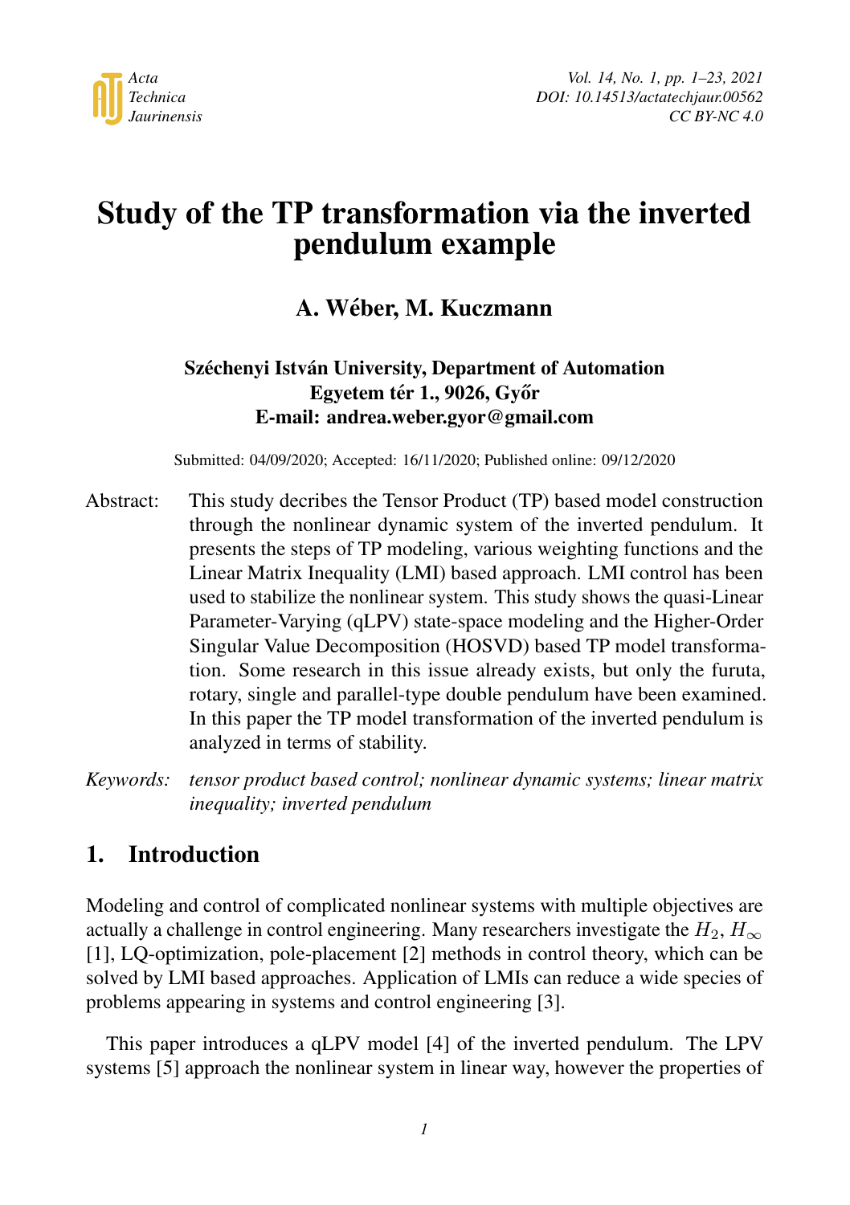# Study of the TP transformation via the inverted pendulum example

**A. Wéber, M. Kuczmann**

**Széchenyi István University, Department of Automation**
**Egyetem tér 1., 9026, Győr**
**E-mail: andrea.weber.gyor@gmail.com**

Submitted: 04/09/2020; Accepted: 16/11/2020; Published online: 09/12/2020

Abstract: This study decribes the Tensor Product (TP) based model construction through the nonlinear dynamic system of the inverted pendulum. It presents the steps of TP modeling, various weighting functions and the Linear Matrix Inequality (LMI) based approach. LMI control has been used to stabilize the nonlinear system. This study shows the quasi-Linear Parameter-Varying (qLPV) state-space modeling and the Higher-Order Singular Value Decomposition (HOSVD) based TP model transformation. Some research in this issue already exists, but only the furuta, rotary, single and parallel-type double pendulum have been examined. In this paper the TP model transformation of the inverted pendulum is analyzed in terms of stability.

*Keywords: tensor product based control; nonlinear dynamic systems; linear matrix inequality; inverted pendulum*

## 1. Introduction

Modeling and control of complicated nonlinear systems with multiple objectives are actually a challenge in control engineering. Many researchers investigate the $H_2$, $H_\infty$ [1], LQ-optimization, pole-placement [2] methods in control theory, which can be solved by LMI based approaches. Application of LMIs can reduce a wide species of problems appearing in systems and control engineering [3].

This paper introduces a qLPV model [4] of the inverted pendulum. The LPV systems [5] approach the nonlinear system in linear way, however the properties of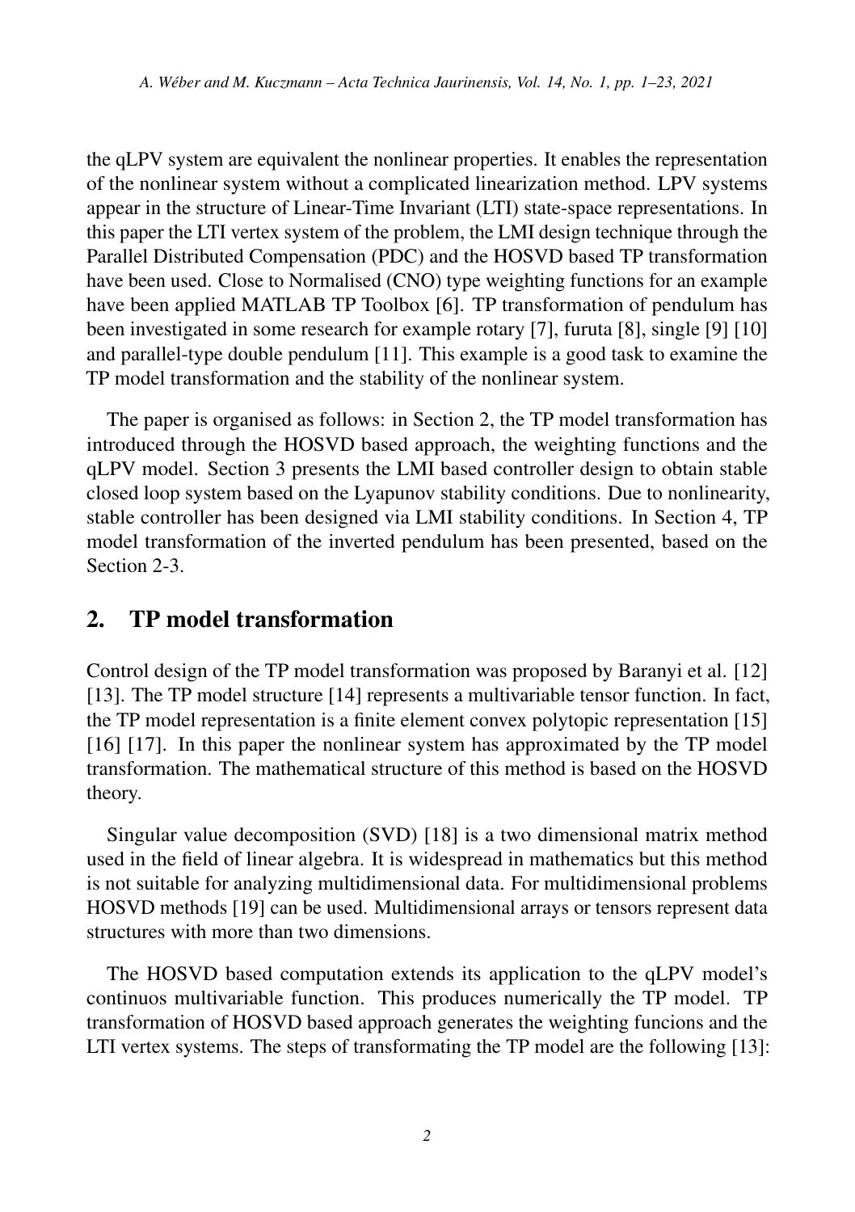the qLPV system are equivalent the nonlinear properties. It enables the representation of the nonlinear system without a complicated linearization method. LPV systems appear in the structure of Linear-Time Invariant (LTI) state-space representations. In this paper the LTI vertex system of the problem, the LMI design technique through the Parallel Distributed Compensation (PDC) and the HOSVD based TP transformation have been used. Close to Normalised (CNO) type weighting functions for an example have been applied MATLAB TP Toolbox [6]. TP transformation of pendulum has been investigated in some research for example rotary [7], furuta [8], single [9] [10] and parallel-type double pendulum [11]. This example is a good task to examine the TP model transformation and the stability of the nonlinear system.

The paper is organised as follows: in Section 2, the TP model transformation has introduced through the HOSVD based approach, the weighting functions and the qLPV model. Section 3 presents the LMI based controller design to obtain stable closed loop system based on the Lyapunov stability conditions. Due to nonlinearity, stable controller has been designed via LMI stability conditions. In Section 4, TP model transformation of the inverted pendulum has been presented, based on the Section 2-3.

## 2. TP model transformation

Control design of the TP model transformation was proposed by Baranyi et al. [12] [13]. The TP model structure [14] represents a multivariable tensor function. In fact, the TP model representation is a finite element convex polytopic representation [15] [16] [17]. In this paper the nonlinear system has approximated by the TP model transformation. The mathematical structure of this method is based on the HOSVD theory.

Singular value decomposition (SVD) [18] is a two dimensional matrix method used in the field of linear algebra. It is widespread in mathematics but this method is not suitable for analyzing multidimensional data. For multidimensional problems HOSVD methods [19] can be used. Multidimensional arrays or tensors represent data structures with more than two dimensions.

The HOSVD based computation extends its application to the qLPV model's continuos multivariable function. This produces numerically the TP model. TP transformation of HOSVD based approach generates the weighting funcions and the LTI vertex systems. The steps of transformating the TP model are the following [13]: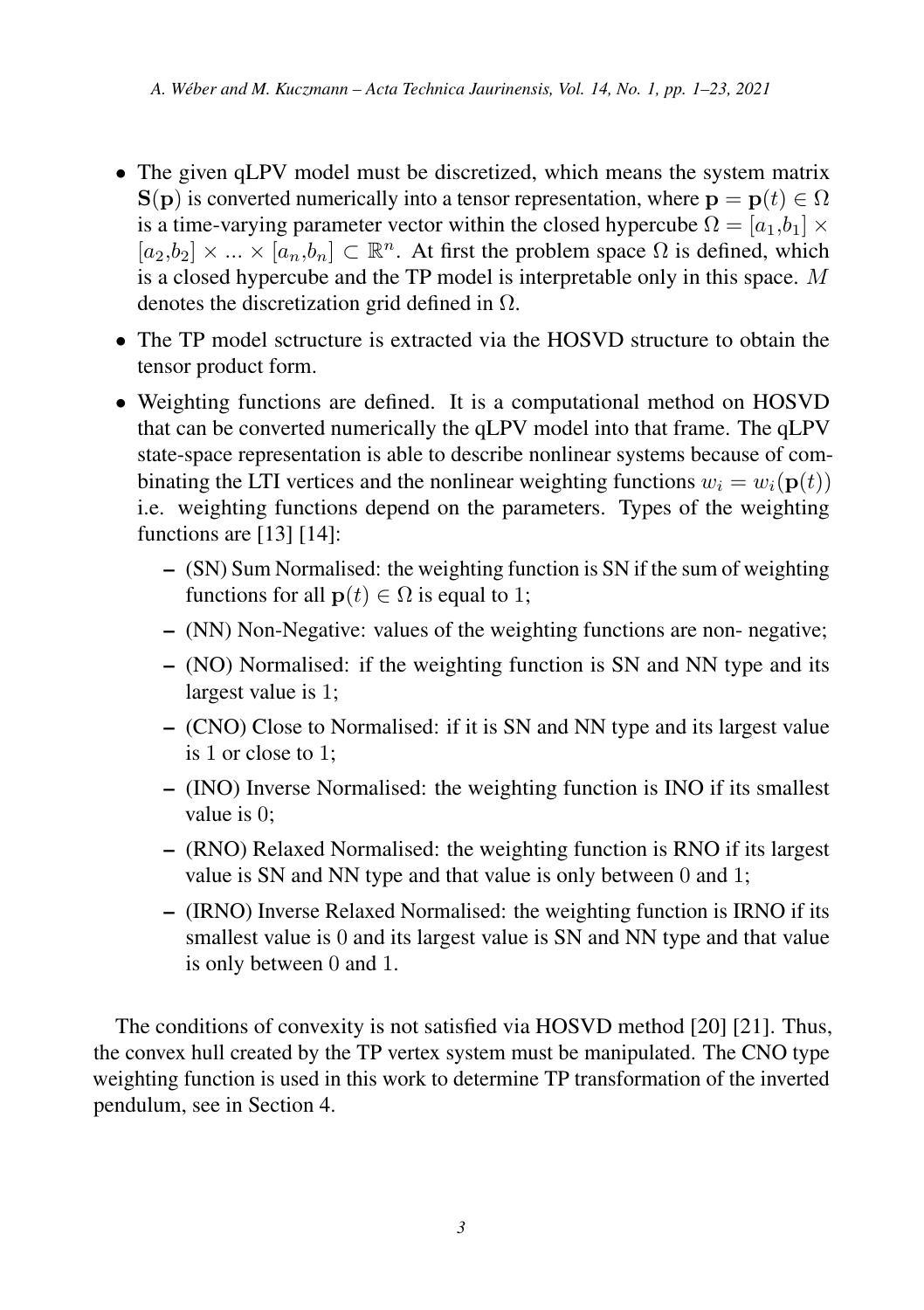- The given qLPV model must be discretized, which means the system matrix $\mathbf{S}(\mathbf{p})$ is converted numerically into a tensor representation, where $\mathbf{p} = \mathbf{p}(t) \in \Omega$ is a time-varying parameter vector within the closed hypercube $\Omega = [a_1,b_1] \times [a_2,b_2] \times ... \times [a_n,b_n] \subset \mathbb{R}^n$. At first the problem space $\Omega$ is defined, which is a closed hypercube and the TP model is interpretable only in this space. $M$ denotes the discretization grid defined in $\Omega$.
- The TP model sctructure is extracted via the HOSVD structure to obtain the tensor product form.
- Weighting functions are defined. It is a computational method on HOSVD that can be converted numerically the qLPV model into that frame. The qLPV state-space representation is able to describe nonlinear systems because of combinating the LTI vertices and the nonlinear weighting functions $w_i = w_i(\mathbf{p}(t))$ i.e. weighting functions depend on the parameters. Types of the weighting functions are [13] [14]:
  - (SN) Sum Normalised: the weighting function is SN if the sum of weighting functions for all $\mathbf{p}(t) \in \Omega$ is equal to 1;
  - (NN) Non-Negative: values of the weighting functions are non- negative;
  - (NO) Normalised: if the weighting function is SN and NN type and its largest value is 1;
  - (CNO) Close to Normalised: if it is SN and NN type and its largest value is 1 or close to 1;
  - (INO) Inverse Normalised: the weighting function is INO if its smallest value is 0;
  - (RNO) Relaxed Normalised: the weighting function is RNO if its largest value is SN and NN type and that value is only between 0 and 1;
  - (IRNO) Inverse Relaxed Normalised: the weighting function is IRNO if its smallest value is 0 and its largest value is SN and NN type and that value is only between 0 and 1.

The conditions of convexity is not satisfied via HOSVD method [20] [21]. Thus, the convex hull created by the TP vertex system must be manipulated. The CNO type weighting function is used in this work to determine TP transformation of the inverted pendulum, see in Section 4.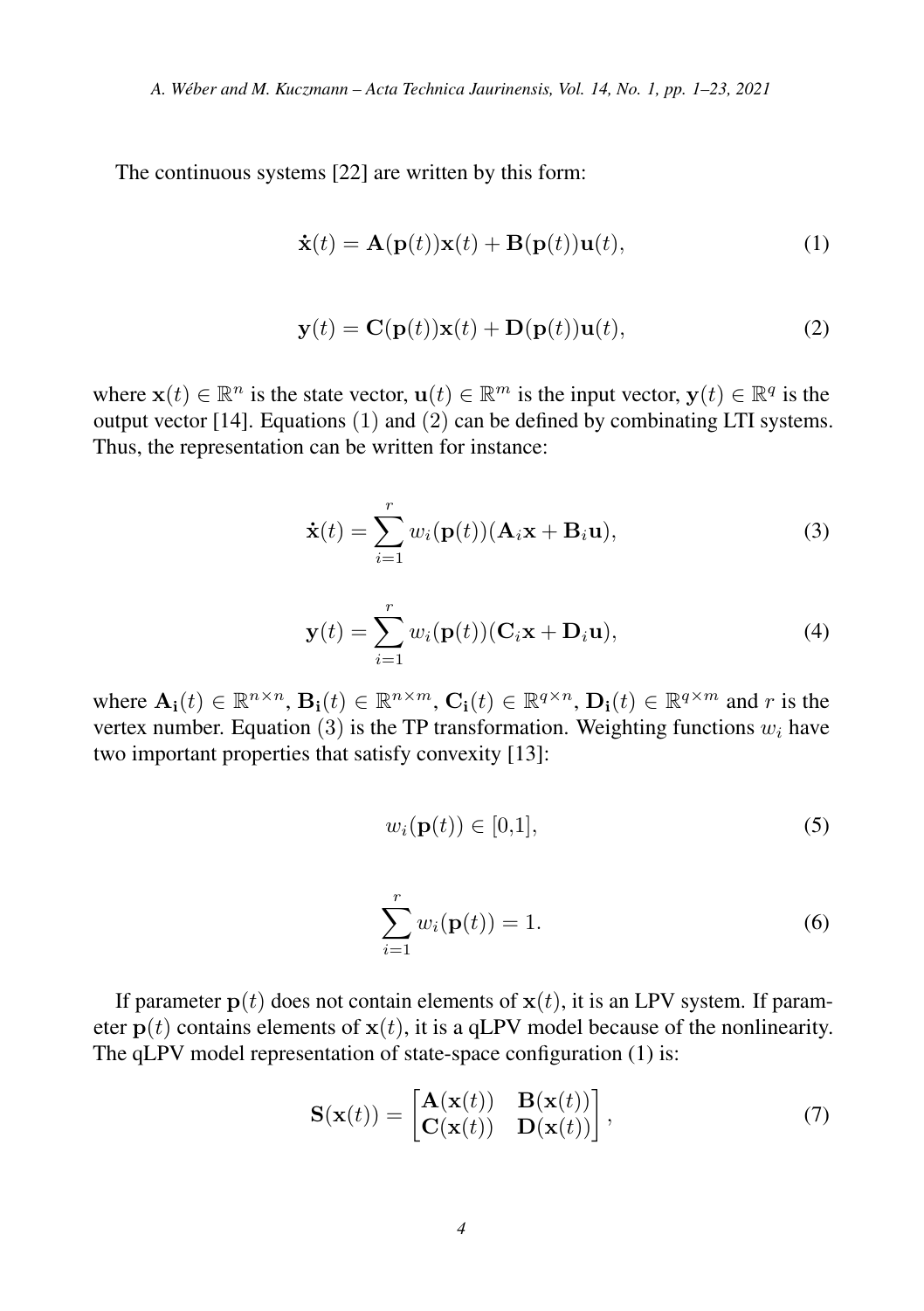The continuous systems [22] are written by this form:

$$\dot{\mathbf{x}}(t) = \mathbf{A}(\mathbf{p}(t))\mathbf{x}(t) + \mathbf{B}(\mathbf{p}(t))\mathbf{u}(t), \tag{1}$$

$$\mathbf{y}(t) = \mathbf{C}(\mathbf{p}(t))\mathbf{x}(t) + \mathbf{D}(\mathbf{p}(t))\mathbf{u}(t), \tag{2}$$

where $\mathbf{x}(t) \in \mathbb{R}^n$ is the state vector, $\mathbf{u}(t) \in \mathbb{R}^m$ is the input vector, $\mathbf{y}(t) \in \mathbb{R}^q$ is the output vector [14]. Equations $(1)$ and $(2)$ can be defined by combinating LTI systems. Thus, the representation can be written for instance:

$$\dot{\mathbf{x}}(t) = \sum_{i=1}^{r} w_i(\mathbf{p}(t))(\mathbf{A}_i\mathbf{x} + \mathbf{B}_i\mathbf{u}), \tag{3}$$

$$\mathbf{y}(t) = \sum_{i=1}^{r} w_i(\mathbf{p}(t))(\mathbf{C}_i\mathbf{x} + \mathbf{D}_i\mathbf{u}), \tag{4}$$

where $\mathbf{A_i}(t) \in \mathbb{R}^{n\times n}$, $\mathbf{B_i}(t) \in \mathbb{R}^{n\times m}$, $\mathbf{C_i}(t) \in \mathbb{R}^{q\times n}$, $\mathbf{D_i}(t) \in \mathbb{R}^{q\times m}$ and $r$ is the vertex number. Equation $(3)$ is the TP transformation. Weighting functions $w_i$ have two important properties that satisfy convexity [13]:

$$w_i(\mathbf{p}(t)) \in [0{,}1], \tag{5}$$

$$\sum_{i=1}^{r} w_i(\mathbf{p}(t)) = 1. \tag{6}$$

If parameter $\mathbf{p}(t)$ does not contain elements of $\mathbf{x}(t)$, it is an LPV system. If parameter $\mathbf{p}(t)$ contains elements of $\mathbf{x}(t)$, it is a qLPV model because of the nonlinearity. The qLPV model representation of state-space configuration (1) is:

$$\mathbf{S}(\mathbf{x}(t)) = \begin{bmatrix} \mathbf{A}(\mathbf{x}(t)) & \mathbf{B}(\mathbf{x}(t)) \\ \mathbf{C}(\mathbf{x}(t)) & \mathbf{D}(\mathbf{x}(t)) \end{bmatrix}, \tag{7}$$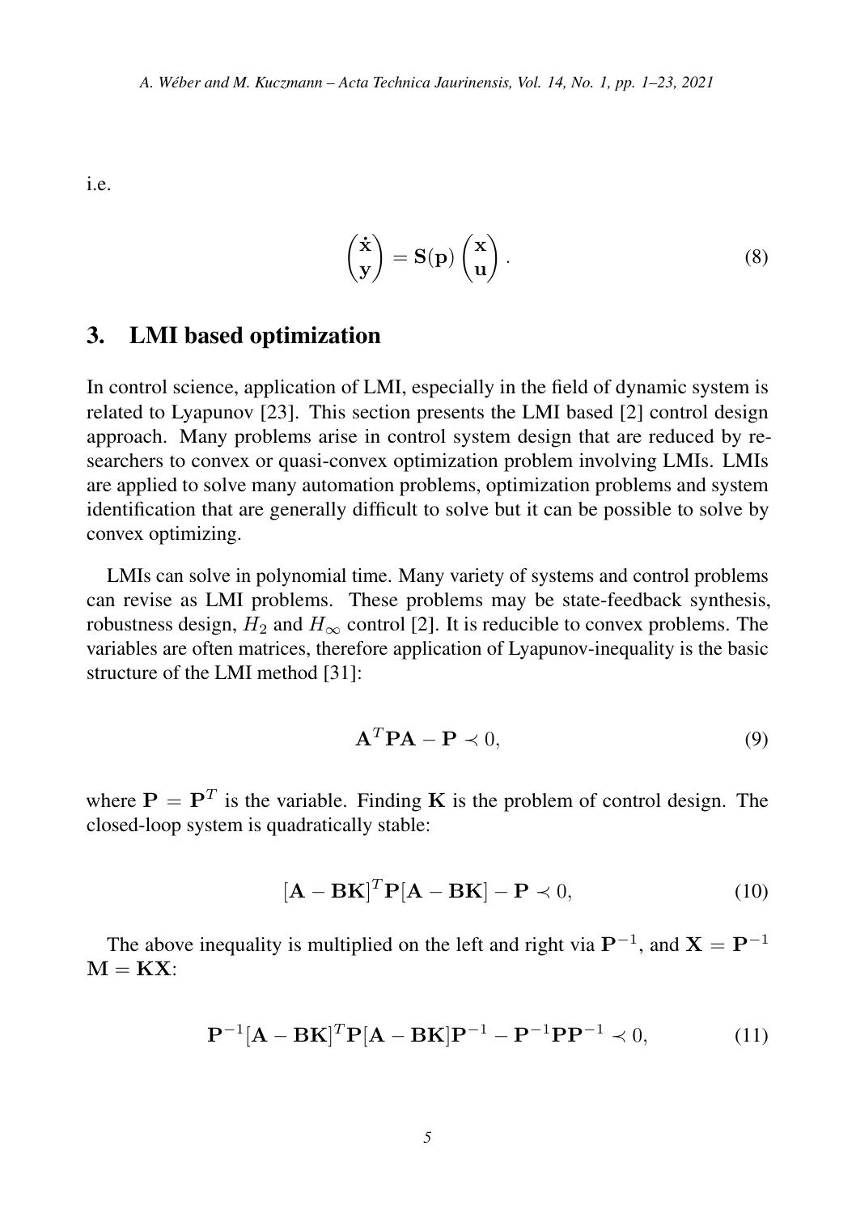i.e.

$$\begin{pmatrix} \dot{\mathbf{x}} \\ \mathbf{y} \end{pmatrix} = \mathbf{S}(\mathbf{p}) \begin{pmatrix} \mathbf{x} \\ \mathbf{u} \end{pmatrix}. \tag{8}$$

## 3. LMI based optimization

In control science, application of LMI, especially in the field of dynamic system is related to Lyapunov [23]. This section presents the LMI based [2] control design approach. Many problems arise in control system design that are reduced by researchers to convex or quasi-convex optimization problem involving LMIs. LMIs are applied to solve many automation problems, optimization problems and system identification that are generally difficult to solve but it can be possible to solve by convex optimizing.

LMIs can solve in polynomial time. Many variety of systems and control problems can revise as LMI problems. These problems may be state-feedback synthesis, robustness design, $H_2$ and $H_\infty$ control [2]. It is reducible to convex problems. The variables are often matrices, therefore application of Lyapunov-inequality is the basic structure of the LMI method [31]:

$$\mathbf{A}^T\mathbf{P}\mathbf{A} - \mathbf{P} \prec 0, \tag{9}$$

where $\mathbf{P} = \mathbf{P}^T$ is the variable. Finding $\mathbf{K}$ is the problem of control design. The closed-loop system is quadratically stable:

$$[\mathbf{A} - \mathbf{B}\mathbf{K}]^T\mathbf{P}[\mathbf{A} - \mathbf{B}\mathbf{K}] - \mathbf{P} \prec 0, \tag{10}$$

The above inequality is multiplied on the left and right via $\mathbf{P}^{-1}$, and $\mathbf{X} = \mathbf{P}^{-1}$ $\mathbf{M} = \mathbf{K}\mathbf{X}$:

$$\mathbf{P}^{-1}[\mathbf{A} - \mathbf{B}\mathbf{K}]^T\mathbf{P}[\mathbf{A} - \mathbf{B}\mathbf{K}]\mathbf{P}^{-1} - \mathbf{P}^{-1}\mathbf{P}\mathbf{P}^{-1} \prec 0, \tag{11}$$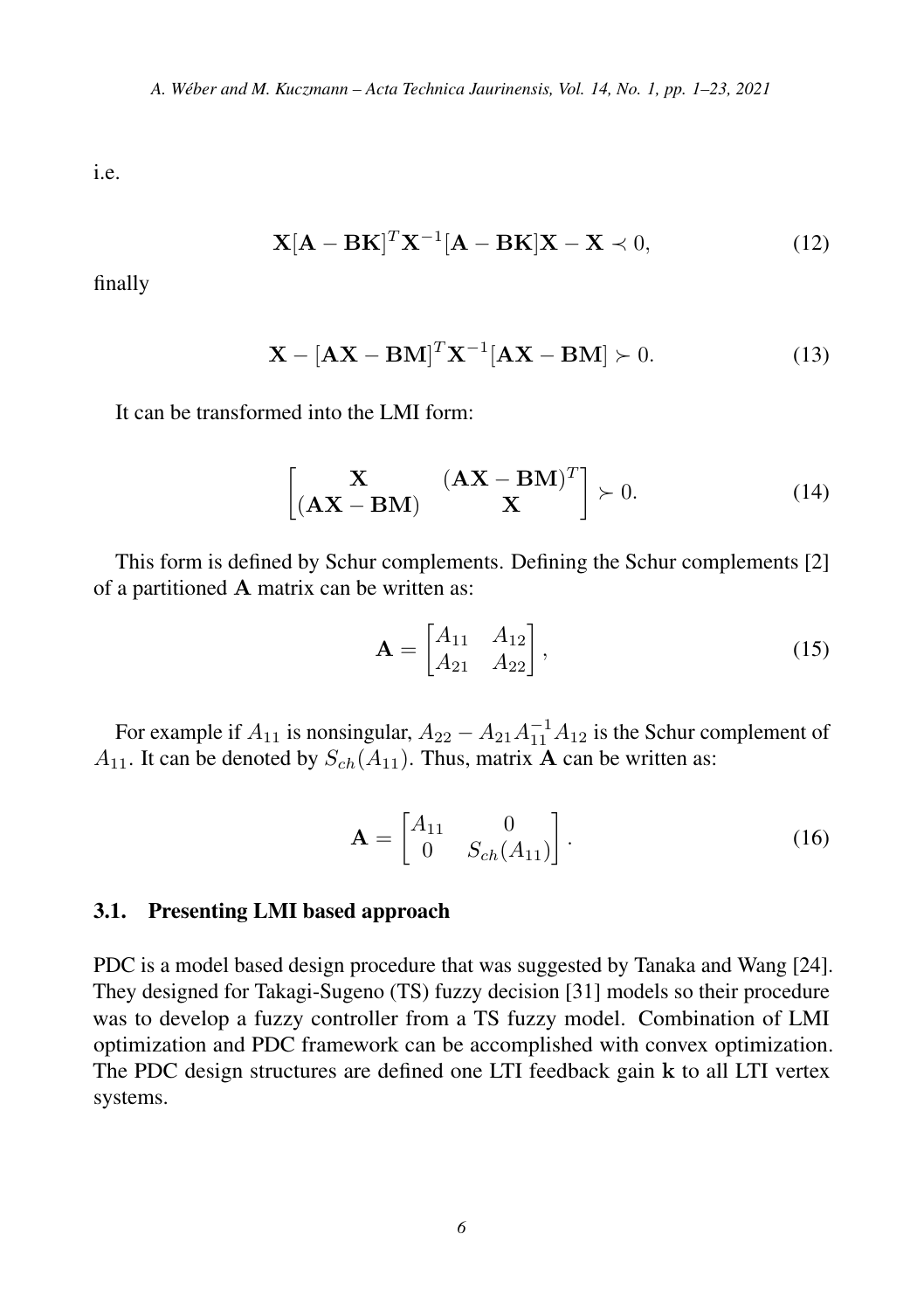i.e.

$$\mathbf{X}[\mathbf{A} - \mathbf{B}\mathbf{K}]^T \mathbf{X}^{-1} [\mathbf{A} - \mathbf{B}\mathbf{K}]\mathbf{X} - \mathbf{X} \prec 0, \tag{12}$$

finally

$$\mathbf{X} - [\mathbf{A}\mathbf{X} - \mathbf{B}\mathbf{M}]^T \mathbf{X}^{-1} [\mathbf{A}\mathbf{X} - \mathbf{B}\mathbf{M}] \succ 0. \tag{13}$$

It can be transformed into the LMI form:

$$\begin{bmatrix} \mathbf{X} & (\mathbf{A}\mathbf{X} - \mathbf{B}\mathbf{M})^T \\ (\mathbf{A}\mathbf{X} - \mathbf{B}\mathbf{M}) & \mathbf{X} \end{bmatrix} \succ 0. \tag{14}$$

This form is defined by Schur complements. Defining the Schur complements [2] of a partitioned $\mathbf{A}$ matrix can be written as:

$$\mathbf{A} = \begin{bmatrix} A_{11} & A_{12} \\ A_{21} & A_{22} \end{bmatrix}, \tag{15}$$

For example if $A_{11}$ is nonsingular, $A_{22} - A_{21}A_{11}^{-1}A_{12}$ is the Schur complement of $A_{11}$. It can be denoted by $S_{ch}(A_{11})$. Thus, matrix $\mathbf{A}$ can be written as:

$$\mathbf{A} = \begin{bmatrix} A_{11} & 0 \\ 0 & S_{ch}(A_{11}) \end{bmatrix}. \tag{16}$$

### 3.1. Presenting LMI based approach

PDC is a model based design procedure that was suggested by Tanaka and Wang [24]. They designed for Takagi-Sugeno (TS) fuzzy decision [31] models so their procedure was to develop a fuzzy controller from a TS fuzzy model. Combination of LMI optimization and PDC framework can be accomplished with convex optimization. The PDC design structures are defined one LTI feedback gain $\mathbf{k}$ to all LTI vertex systems.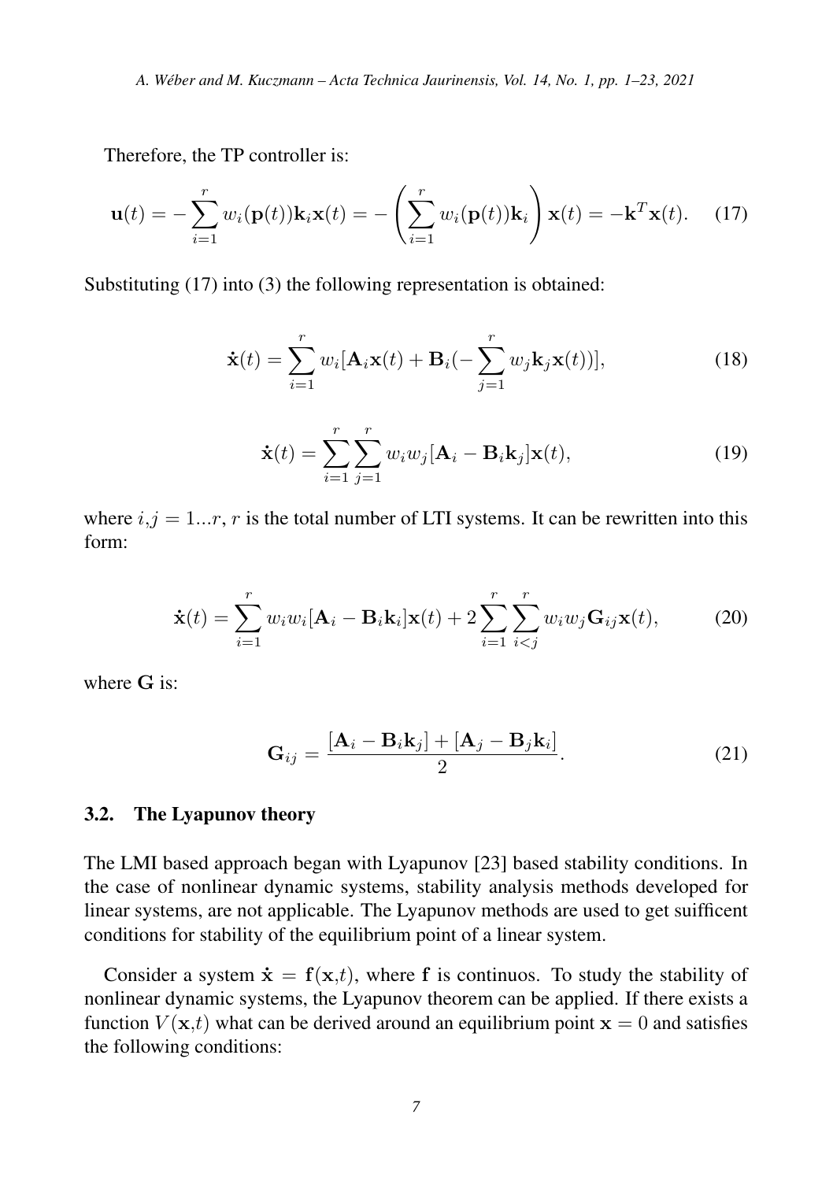Therefore, the TP controller is:

$$\mathbf{u}(t) = -\sum_{i=1}^{r} w_i(\mathbf{p}(t))\mathbf{k}_i\mathbf{x}(t) = -\left(\sum_{i=1}^{r} w_i(\mathbf{p}(t))\mathbf{k}_i\right)\mathbf{x}(t) = -\mathbf{k}^T\mathbf{x}(t). \tag{17}$$

Substituting (17) into (3) the following representation is obtained:

$$\dot{\mathbf{x}}(t) = \sum_{i=1}^{r} w_i[\mathbf{A}_i\mathbf{x}(t) + \mathbf{B}_i(-\sum_{j=1}^{r} w_j\mathbf{k}_j\mathbf{x}(t))], \tag{18}$$

$$\dot{\mathbf{x}}(t) = \sum_{i=1}^{r}\sum_{j=1}^{r} w_i w_j[\mathbf{A}_i - \mathbf{B}_i\mathbf{k}_j]\mathbf{x}(t), \tag{19}$$

where $i,j = 1...r$, $r$ is the total number of LTI systems. It can be rewritten into this form:

$$\dot{\mathbf{x}}(t) = \sum_{i=1}^{r} w_i w_i[\mathbf{A}_i - \mathbf{B}_i\mathbf{k}_i]\mathbf{x}(t) + 2\sum_{i=1}^{r}\sum_{i<j}^{r} w_i w_j\mathbf{G}_{ij}\mathbf{x}(t), \tag{20}$$

where $\mathbf{G}$ is:

$$\mathbf{G}_{ij} = \frac{[\mathbf{A}_i - \mathbf{B}_i\mathbf{k}_j] + [\mathbf{A}_j - \mathbf{B}_j\mathbf{k}_i]}{2}. \tag{21}$$

### 3.2. The Lyapunov theory

The LMI based approach began with Lyapunov [23] based stability conditions. In the case of nonlinear dynamic systems, stability analysis methods developed for linear systems, are not applicable. The Lyapunov methods are used to get suifficent conditions for stability of the equilibrium point of a linear system.

Consider a system $\dot{\mathbf{x}} = \mathbf{f}(\mathbf{x},t)$, where $\mathbf{f}$ is continuos. To study the stability of nonlinear dynamic systems, the Lyapunov theorem can be applied. If there exists a function $V(\mathbf{x},t)$ what can be derived around an equilibrium point $\mathbf{x} = 0$ and satisfies the following conditions: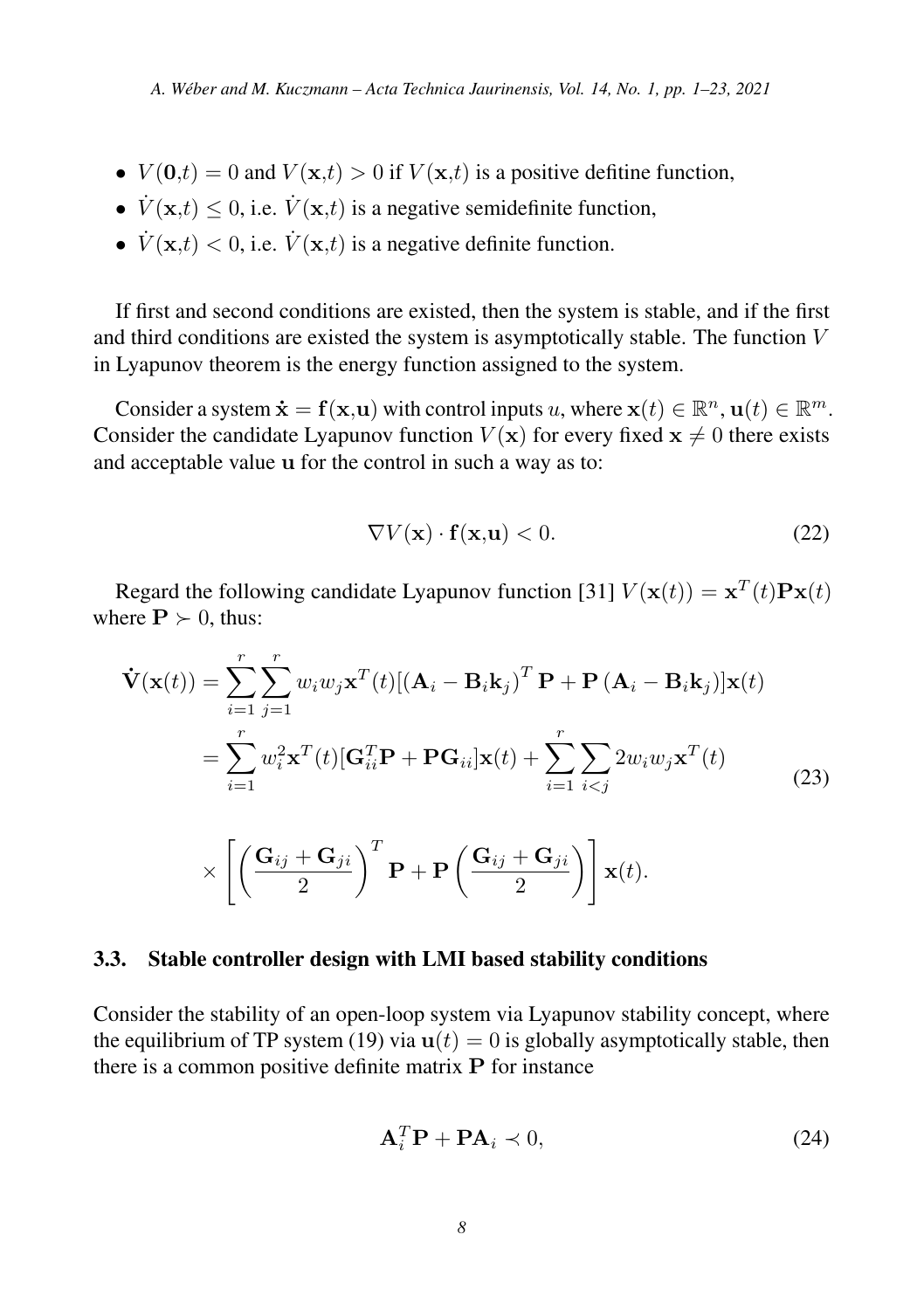- $V(\mathbf{0},t) = 0$ and $V(\mathbf{x},t) > 0$ if $V(\mathbf{x},t)$ is a positive defitine function,
- $\dot{V}(\mathbf{x},t) \leq 0$, i.e. $\dot{V}(\mathbf{x},t)$ is a negative semidefinite function,
- $\dot{V}(\mathbf{x},t) < 0$, i.e. $\dot{V}(\mathbf{x},t)$ is a negative definite function.

If first and second conditions are existed, then the system is stable, and if the first and third conditions are existed the system is asymptotically stable. The function $V$ in Lyapunov theorem is the energy function assigned to the system.

Consider a system $\dot{\mathbf{x}} = \mathbf{f}(\mathbf{x},\mathbf{u})$ with control inputs $u$, where $\mathbf{x}(t) \in \mathbb{R}^n$, $\mathbf{u}(t) \in \mathbb{R}^m$. Consider the candidate Lyapunov function $V(\mathbf{x})$ for every fixed $\mathbf{x} \neq 0$ there exists and acceptable value $\mathbf{u}$ for the control in such a way as to:

$$\nabla V(\mathbf{x}) \cdot \mathbf{f}(\mathbf{x},\mathbf{u}) < 0. \tag{22}$$

Regard the following candidate Lyapunov function [31] $V(\mathbf{x}(t)) = \mathbf{x}^T(t)\mathbf{P}\mathbf{x}(t)$ where $\mathbf{P} \succ 0$, thus:

$$\begin{aligned}
\dot{\mathbf{V}}(\mathbf{x}(t)) &= \sum_{i=1}^{r}\sum_{j=1}^{r} w_i w_j \mathbf{x}^T(t)[(\mathbf{A}_i - \mathbf{B}_i\mathbf{k}_j)^T\mathbf{P} + \mathbf{P}(\mathbf{A}_i - \mathbf{B}_i\mathbf{k}_j)]\mathbf{x}(t) \\
&= \sum_{i=1}^{r} w_i^2 \mathbf{x}^T(t)[\mathbf{G}_{ii}^T\mathbf{P} + \mathbf{P}\mathbf{G}_{ii}]\mathbf{x}(t) + \sum_{i=1}^{r}\sum_{i<j} 2w_i w_j \mathbf{x}^T(t) \\
&\times \left[\left(\frac{\mathbf{G}_{ij} + \mathbf{G}_{ji}}{2}\right)^T \mathbf{P} + \mathbf{P}\left(\frac{\mathbf{G}_{ij} + \mathbf{G}_{ji}}{2}\right)\right]\mathbf{x}(t).
\end{aligned} \tag{23}$$

### 3.3. Stable controller design with LMI based stability conditions

Consider the stability of an open-loop system via Lyapunov stability concept, where the equilibrium of TP system (19) via $\mathbf{u}(t) = 0$ is globally asymptotically stable, then there is a common positive definite matrix $\mathbf{P}$ for instance

$$\mathbf{A}_i^T\mathbf{P} + \mathbf{P}\mathbf{A}_i \prec 0, \tag{24}$$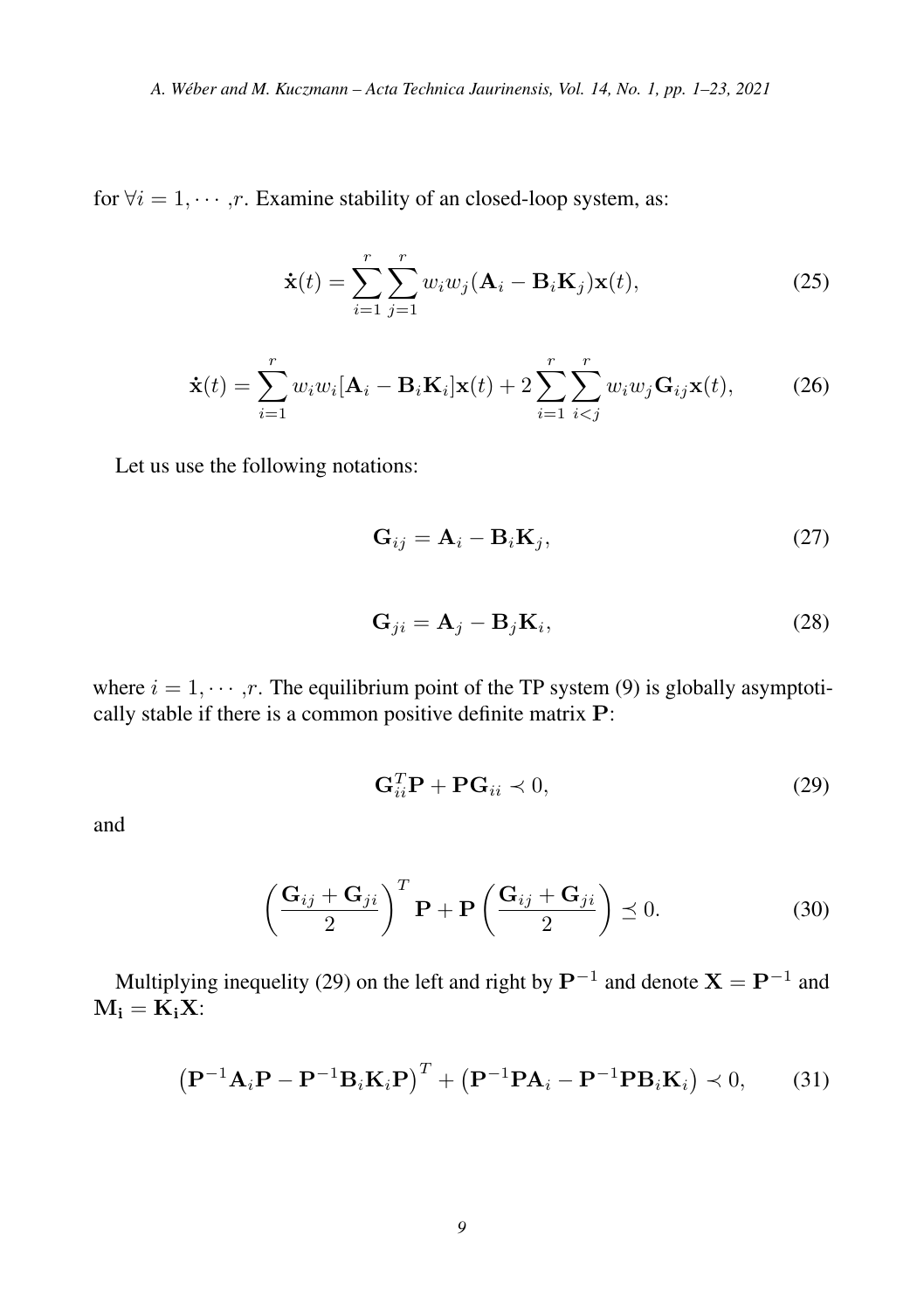for $\forall i = 1, \cdots, r$. Examine stability of an closed-loop system, as:

$$\dot{\mathbf{x}}(t) = \sum_{i=1}^{r} \sum_{j=1}^{r} w_i w_j (\mathbf{A}_i - \mathbf{B}_i \mathbf{K}_j) \mathbf{x}(t), \tag{25}$$

$$\dot{\mathbf{x}}(t) = \sum_{i=1}^{r} w_i w_i [\mathbf{A}_i - \mathbf{B}_i \mathbf{K}_i] \mathbf{x}(t) + 2 \sum_{i=1}^{r} \sum_{i<j}^{r} w_i w_j \mathbf{G}_{ij} \mathbf{x}(t), \tag{26}$$

Let us use the following notations:

$$\mathbf{G}_{ij} = \mathbf{A}_i - \mathbf{B}_i \mathbf{K}_j, \tag{27}$$

$$\mathbf{G}_{ji} = \mathbf{A}_j - \mathbf{B}_j \mathbf{K}_i, \tag{28}$$

where $i = 1, \cdots, r$. The equilibrium point of the TP system (9) is globally asymptotically stable if there is a common positive definite matrix $\mathbf{P}$:

$$\mathbf{G}_{ii}^T \mathbf{P} + \mathbf{P} \mathbf{G}_{ii} \prec 0, \tag{29}$$

and

$$\left( \frac{\mathbf{G}_{ij} + \mathbf{G}_{ji}}{2} \right)^T \mathbf{P} + \mathbf{P} \left( \frac{\mathbf{G}_{ij} + \mathbf{G}_{ji}}{2} \right) \preceq 0. \tag{30}$$

Multiplying inequelity (29) on the left and right by $\mathbf{P}^{-1}$ and denote $\mathbf{X} = \mathbf{P}^{-1}$ and $\mathbf{M_i} = \mathbf{K_i X}$:

$$\left( \mathbf{P}^{-1} \mathbf{A}_i \mathbf{P} - \mathbf{P}^{-1} \mathbf{B}_i \mathbf{K}_i \mathbf{P} \right)^T + \left( \mathbf{P}^{-1} \mathbf{P} \mathbf{A}_i - \mathbf{P}^{-1} \mathbf{P} \mathbf{B}_i \mathbf{K}_i \right) \prec 0, \tag{31}$$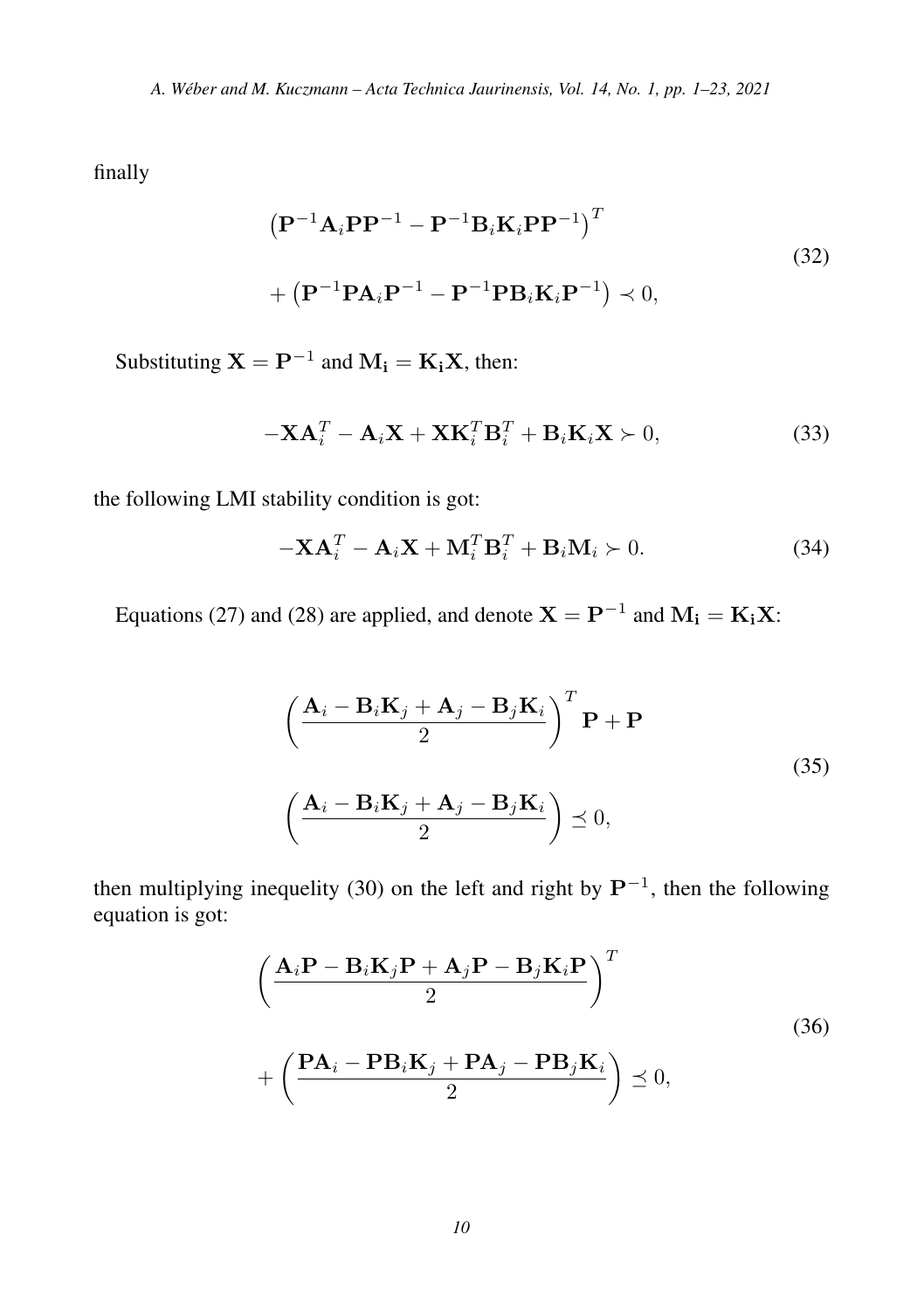finally

$$
\begin{aligned}
&\left(\mathbf{P}^{-1}\mathbf{A}_i\mathbf{P}\mathbf{P}^{-1} - \mathbf{P}^{-1}\mathbf{B}_i\mathbf{K}_i\mathbf{P}\mathbf{P}^{-1}\right)^T \\
&+ \left(\mathbf{P}^{-1}\mathbf{P}\mathbf{A}_i\mathbf{P}^{-1} - \mathbf{P}^{-1}\mathbf{P}\mathbf{B}_i\mathbf{K}_i\mathbf{P}^{-1}\right) \prec 0,
\end{aligned} \tag{32}
$$

Substituting $\mathbf{X} = \mathbf{P}^{-1}$ and $\mathbf{M_i} = \mathbf{K_i}\mathbf{X}$, then:

$$
-\mathbf{X}\mathbf{A}_i^T - \mathbf{A}_i\mathbf{X} + \mathbf{X}\mathbf{K}_i^T\mathbf{B}_i^T + \mathbf{B}_i\mathbf{K}_i\mathbf{X} \succ 0, \tag{33}
$$

the following LMI stability condition is got:

$$
-\mathbf{X}\mathbf{A}_i^T - \mathbf{A}_i\mathbf{X} + \mathbf{M}_i^T\mathbf{B}_i^T + \mathbf{B}_i\mathbf{M}_i \succ 0. \tag{34}
$$

Equations (27) and (28) are applied, and denote $\mathbf{X} = \mathbf{P}^{-1}$ and $\mathbf{M_i} = \mathbf{K_i}\mathbf{X}$:

$$
\begin{aligned}
&\left(\frac{\mathbf{A}_i - \mathbf{B}_i\mathbf{K}_j + \mathbf{A}_j - \mathbf{B}_j\mathbf{K}_i}{2}\right)^T \mathbf{P} + \mathbf{P} \\
&\left(\frac{\mathbf{A}_i - \mathbf{B}_i\mathbf{K}_j + \mathbf{A}_j - \mathbf{B}_j\mathbf{K}_i}{2}\right) \preceq 0,
\end{aligned} \tag{35}
$$

then multiplying inequelity (30) on the left and right by $\mathbf{P}^{-1}$, then the following equation is got:

$$
\begin{aligned}
&\left(\frac{\mathbf{A}_i\mathbf{P} - \mathbf{B}_i\mathbf{K}_j\mathbf{P} + \mathbf{A}_j\mathbf{P} - \mathbf{B}_j\mathbf{K}_i\mathbf{P}}{2}\right)^T \\
&+ \left(\frac{\mathbf{P}\mathbf{A}_i - \mathbf{P}\mathbf{B}_i\mathbf{K}_j + \mathbf{P}\mathbf{A}_j - \mathbf{P}\mathbf{B}_j\mathbf{K}_i}{2}\right) \preceq 0,
\end{aligned} \tag{36}
$$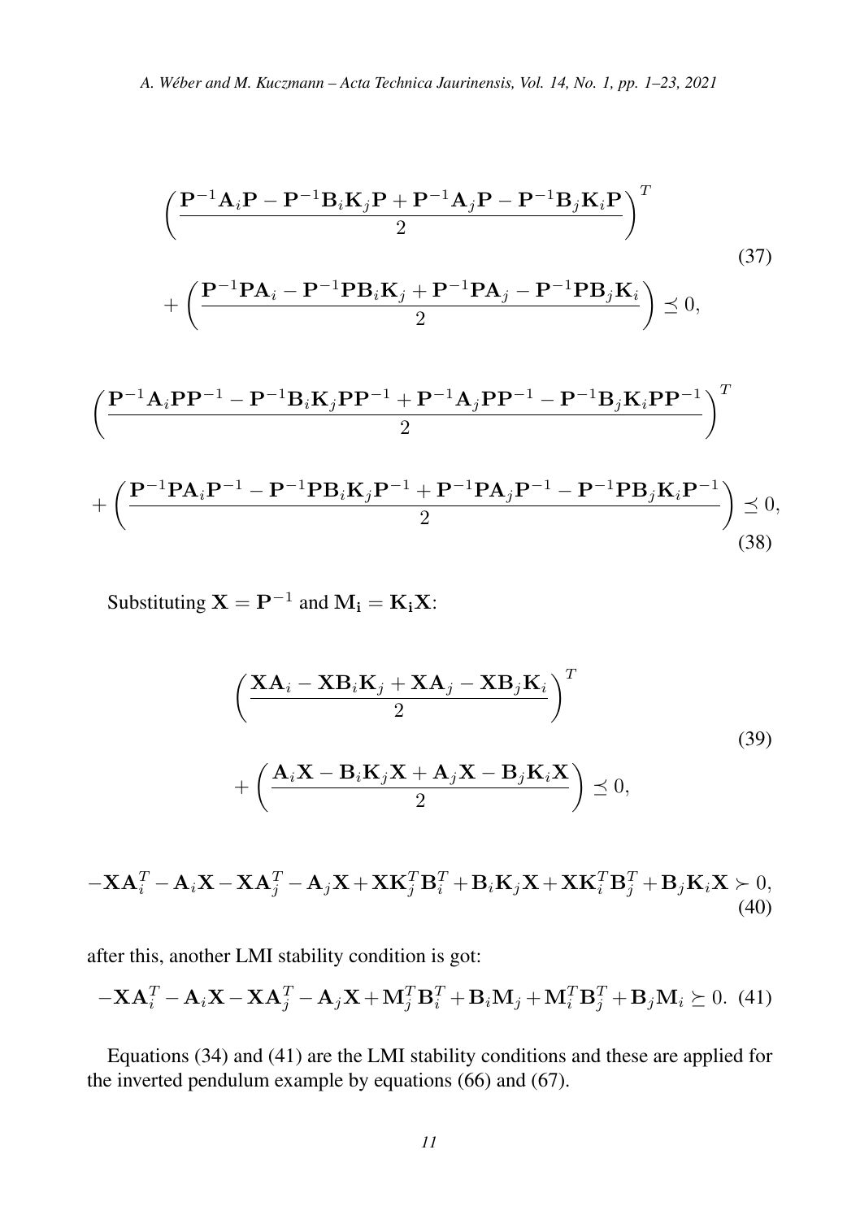$$\left( \frac{\mathbf{P}^{-1}\mathbf{A}_i\mathbf{P} - \mathbf{P}^{-1}\mathbf{B}_i\mathbf{K}_j\mathbf{P} + \mathbf{P}^{-1}\mathbf{A}_j\mathbf{P} - \mathbf{P}^{-1}\mathbf{B}_j\mathbf{K}_i\mathbf{P}}{2} \right)^T + \left( \frac{\mathbf{P}^{-1}\mathbf{P}\mathbf{A}_i - \mathbf{P}^{-1}\mathbf{P}\mathbf{B}_i\mathbf{K}_j + \mathbf{P}^{-1}\mathbf{P}\mathbf{A}_j - \mathbf{P}^{-1}\mathbf{P}\mathbf{B}_j\mathbf{K}_i}{2} \right) \preceq 0, \tag{37}$$

$$\left( \frac{\mathbf{P}^{-1}\mathbf{A}_i\mathbf{P}\mathbf{P}^{-1} - \mathbf{P}^{-1}\mathbf{B}_i\mathbf{K}_j\mathbf{P}\mathbf{P}^{-1} + \mathbf{P}^{-1}\mathbf{A}_j\mathbf{P}\mathbf{P}^{-1} - \mathbf{P}^{-1}\mathbf{B}_j\mathbf{K}_i\mathbf{P}\mathbf{P}^{-1}}{2} \right)^T + \left( \frac{\mathbf{P}^{-1}\mathbf{P}\mathbf{A}_i\mathbf{P}^{-1} - \mathbf{P}^{-1}\mathbf{P}\mathbf{B}_i\mathbf{K}_j\mathbf{P}^{-1} + \mathbf{P}^{-1}\mathbf{P}\mathbf{A}_j\mathbf{P}^{-1} - \mathbf{P}^{-1}\mathbf{P}\mathbf{B}_j\mathbf{K}_i\mathbf{P}^{-1}}{2} \right) \preceq 0, \tag{38}$$

Substituting $\mathbf{X} = \mathbf{P}^{-1}$ and $\mathbf{M_i} = \mathbf{K_i}\mathbf{X}$:

$$\left( \frac{\mathbf{X}\mathbf{A}_i - \mathbf{X}\mathbf{B}_i\mathbf{K}_j + \mathbf{X}\mathbf{A}_j - \mathbf{X}\mathbf{B}_j\mathbf{K}_i}{2} \right)^T + \left( \frac{\mathbf{A}_i\mathbf{X} - \mathbf{B}_i\mathbf{K}_j\mathbf{X} + \mathbf{A}_j\mathbf{X} - \mathbf{B}_j\mathbf{K}_i\mathbf{X}}{2} \right) \preceq 0, \tag{39}$$

$$-\mathbf{X}\mathbf{A}_i^T - \mathbf{A}_i\mathbf{X} - \mathbf{X}\mathbf{A}_j^T - \mathbf{A}_j\mathbf{X} + \mathbf{X}\mathbf{K}_j^T\mathbf{B}_i^T + \mathbf{B}_i\mathbf{K}_j\mathbf{X} + \mathbf{X}\mathbf{K}_i^T\mathbf{B}_j^T + \mathbf{B}_j\mathbf{K}_i\mathbf{X} \succ 0, \tag{40}$$

after this, another LMI stability condition is got:

$$-\mathbf{X}\mathbf{A}_i^T - \mathbf{A}_i\mathbf{X} - \mathbf{X}\mathbf{A}_j^T - \mathbf{A}_j\mathbf{X} + \mathbf{M}_j^T\mathbf{B}_i^T + \mathbf{B}_i\mathbf{M}_j + \mathbf{M}_i^T\mathbf{B}_j^T + \mathbf{B}_j\mathbf{M}_i \succeq 0. \tag{41}$$

Equations (34) and (41) are the LMI stability conditions and these are applied for the inverted pendulum example by equations (66) and (67).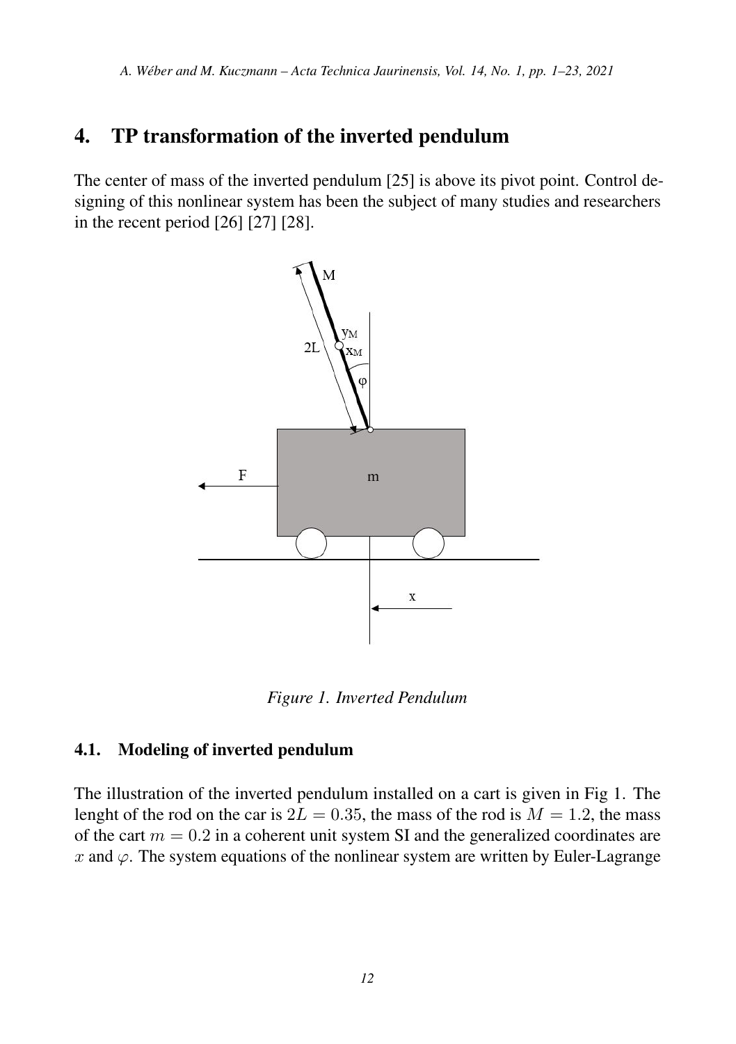## 4. TP transformation of the inverted pendulum

The center of mass of the inverted pendulum [25] is above its pivot point. Control designing of this nonlinear system has been the subject of many studies and researchers in the recent period [26] [27] [28].

*Figure 1. Inverted Pendulum*

### 4.1. Modeling of inverted pendulum

The illustration of the inverted pendulum installed on a cart is given in Fig 1. The lenght of the rod on the car is $2L = 0.35$, the mass of the rod is $M = 1.2$, the mass of the cart $m = 0.2$ in a coherent unit system SI and the generalized coordinates are $x$ and $\varphi$. The system equations of the nonlinear system are written by Euler-Lagrange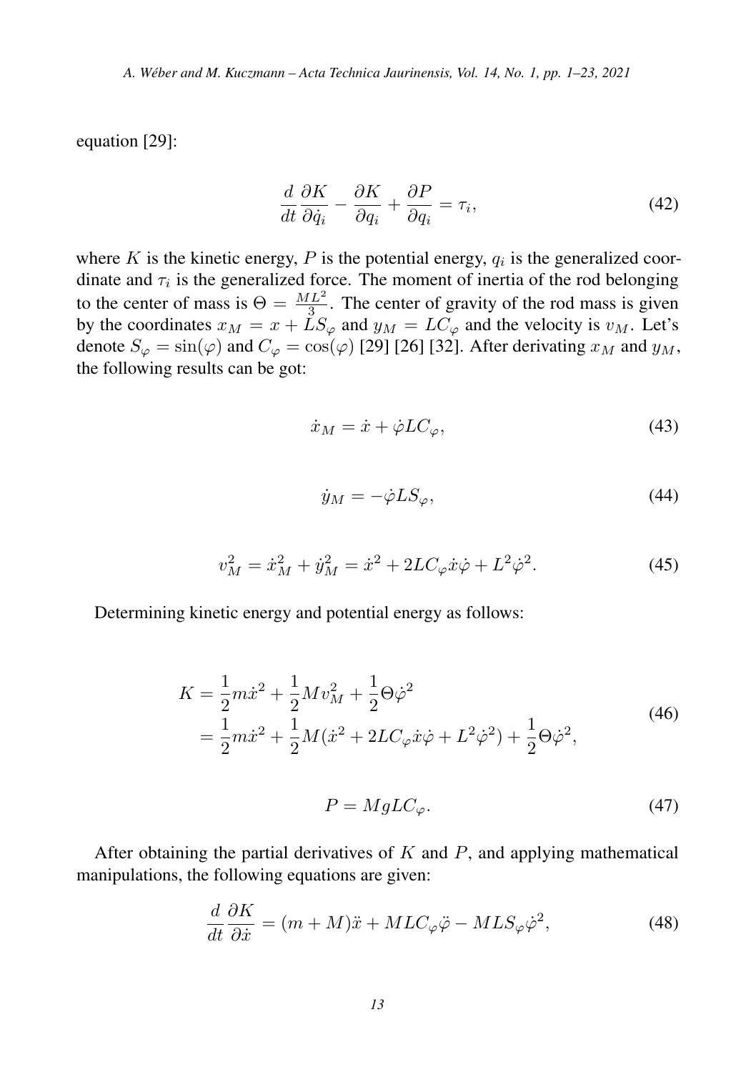equation [29]:

$$\frac{d}{dt}\frac{\partial K}{\partial \dot{q}_i} - \frac{\partial K}{\partial q_i} + \frac{\partial P}{\partial q_i} = \tau_i, \tag{42}$$

where $K$ is the kinetic energy, $P$ is the potential energy, $q_i$ is the generalized coordinate and $\tau_i$ is the generalized force. The moment of inertia of the rod belonging to the center of mass is $\Theta = \frac{ML^2}{3}$. The center of gravity of the rod mass is given by the coordinates $x_M = x + LS_\varphi$ and $y_M = LC_\varphi$ and the velocity is $v_M$. Let's denote $S_\varphi = \sin(\varphi)$ and $C_\varphi = \cos(\varphi)$ [29] [26] [32]. After derivating $x_M$ and $y_M$, the following results can be got:

$$\dot{x}_M = \dot{x} + \dot{\varphi}LC_\varphi, \tag{43}$$

$$\dot{y}_M = -\dot{\varphi}LS_\varphi, \tag{44}$$

$$v_M^2 = \dot{x}_M^2 + \dot{y}_M^2 = \dot{x}^2 + 2LC_\varphi\dot{x}\dot{\varphi} + L^2\dot{\varphi}^2. \tag{45}$$

Determining kinetic energy and potential energy as follows:

$$\begin{aligned} K &= \frac{1}{2}m\dot{x}^2 + \frac{1}{2}Mv_M^2 + \frac{1}{2}\Theta\dot{\varphi}^2 \\ &= \frac{1}{2}m\dot{x}^2 + \frac{1}{2}M(\dot{x}^2 + 2LC_\varphi\dot{x}\dot{\varphi} + L^2\dot{\varphi}^2) + \frac{1}{2}\Theta\dot{\varphi}^2, \end{aligned} \tag{46}$$

$$P = MgLC_\varphi. \tag{47}$$

After obtaining the partial derivatives of $K$ and $P$, and applying mathematical manipulations, the following equations are given:

$$\frac{d}{dt}\frac{\partial K}{\partial \dot{x}} = (m + M)\ddot{x} + MLC_\varphi\ddot{\varphi} - MLS_\varphi\dot{\varphi}^2, \tag{48}$$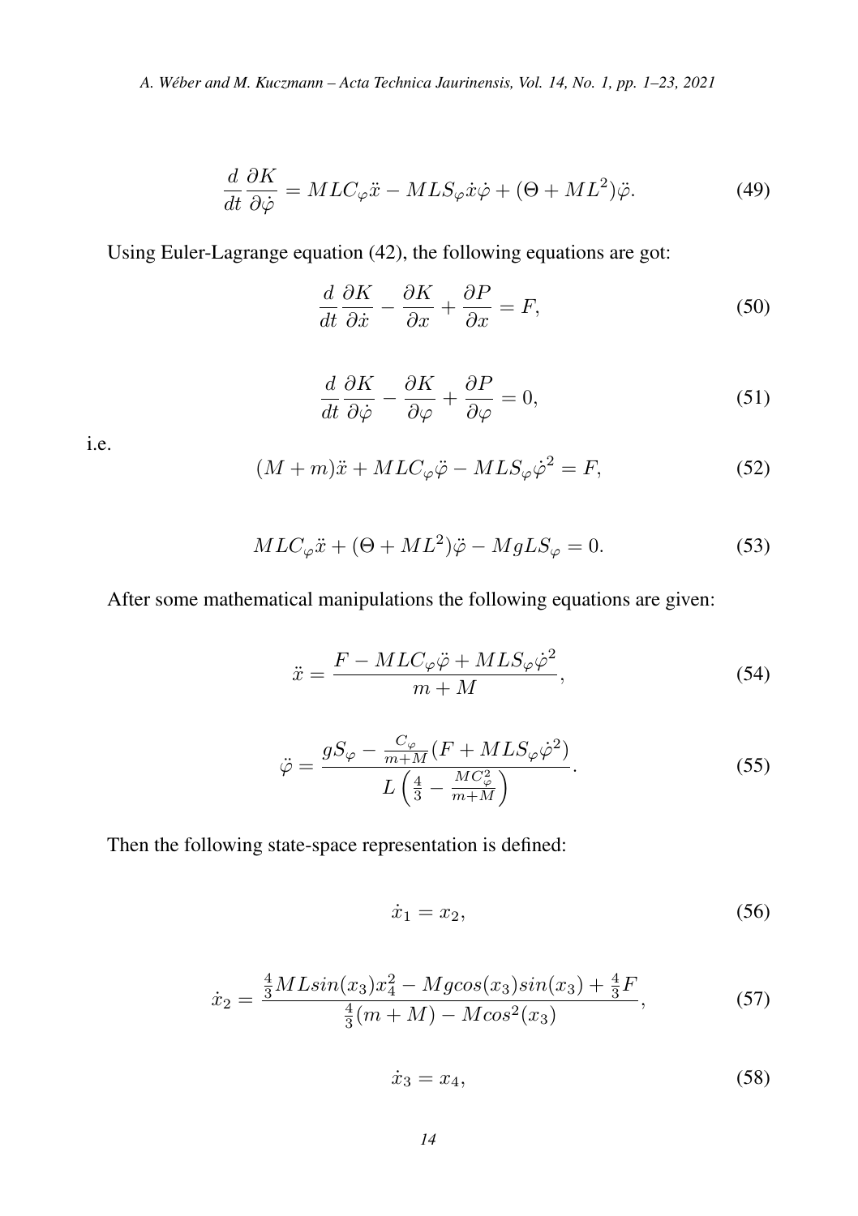$$\frac{d}{dt}\frac{\partial K}{\partial \dot{\varphi}} = MLC_{\varphi}\ddot{x} - MLS_{\varphi}\dot{x}\dot{\varphi} + (\Theta + ML^2)\ddot{\varphi}. \tag{49}$$

Using Euler-Lagrange equation (42), the following equations are got:

$$\frac{d}{dt}\frac{\partial K}{\partial \dot{x}} - \frac{\partial K}{\partial x} + \frac{\partial P}{\partial x} = F, \tag{50}$$

$$\frac{d}{dt}\frac{\partial K}{\partial \dot{\varphi}} - \frac{\partial K}{\partial \varphi} + \frac{\partial P}{\partial \varphi} = 0, \tag{51}$$

i.e.

$$(M + m)\ddot{x} + MLC_{\varphi}\ddot{\varphi} - MLS_{\varphi}\dot{\varphi}^2 = F, \tag{52}$$

$$MLC_{\varphi}\ddot{x} + (\Theta + ML^2)\ddot{\varphi} - MgLS_{\varphi} = 0. \tag{53}$$

After some mathematical manipulations the following equations are given:

$$\ddot{x} = \frac{F - MLC_{\varphi}\ddot{\varphi} + MLS_{\varphi}\dot{\varphi}^2}{m + M}, \tag{54}$$

$$\ddot{\varphi} = \frac{gS_{\varphi} - \frac{C_{\varphi}}{m+M}(F + MLS_{\varphi}\dot{\varphi}^2)}{L\left(\frac{4}{3} - \frac{MC_{\varphi}^2}{m+M}\right)}. \tag{55}$$

Then the following state-space representation is defined:

$$\dot{x}_1 = x_2, \tag{56}$$

$$\dot{x}_2 = \frac{\frac{4}{3}MLsin(x_3)x_4^2 - Mgcos(x_3)sin(x_3) + \frac{4}{3}F}{\frac{4}{3}(m + M) - Mcos^2(x_3)}, \tag{57}$$

$$\dot{x}_3 = x_4, \tag{58}$$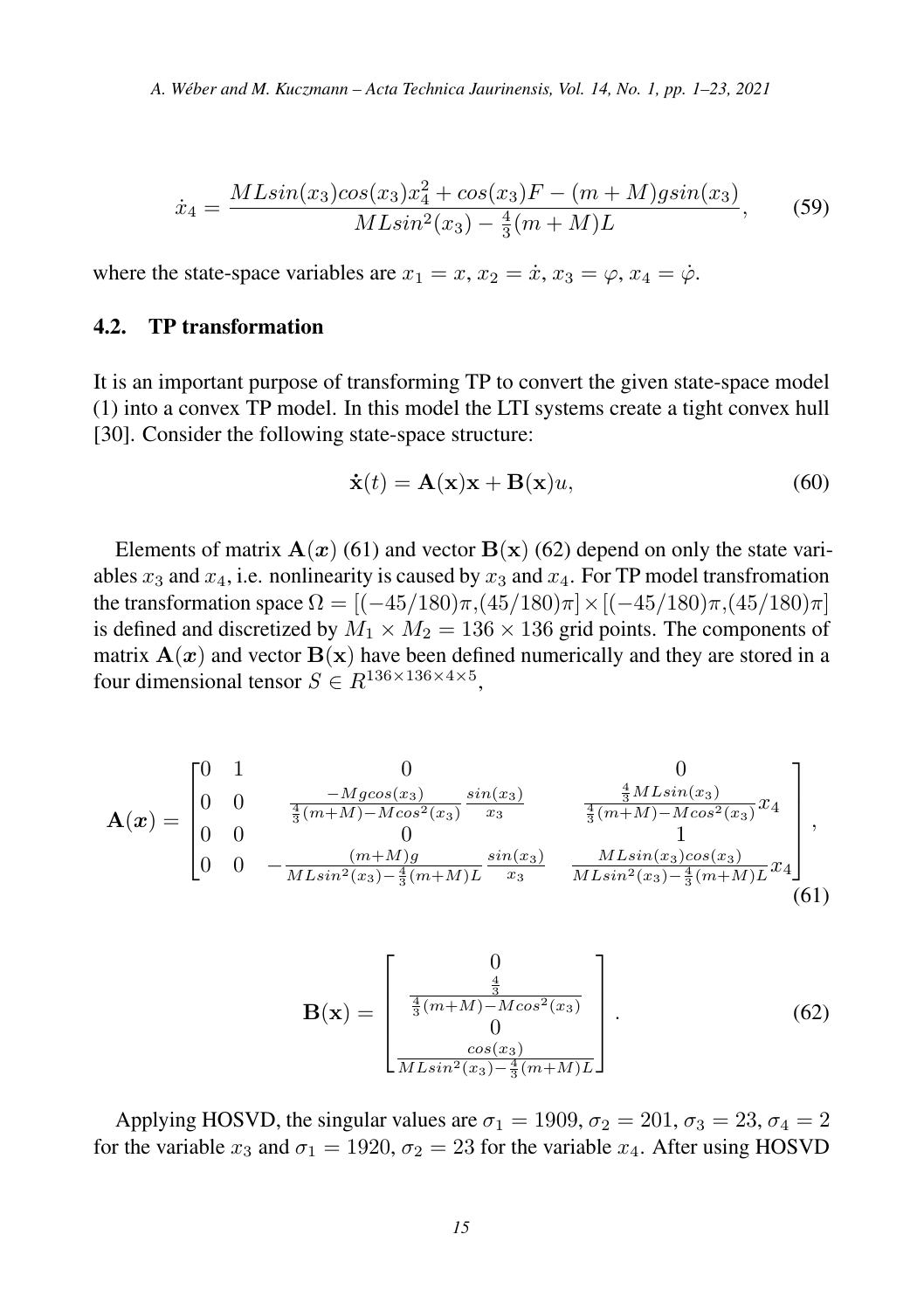$$\dot{x}_4 = \frac{MLsin(x_3)cos(x_3)x_4^2 + cos(x_3)F - (m+M)gsin(x_3)}{MLsin^2(x_3) - \frac{4}{3}(m+M)L}, \tag{59}$$

where the state-space variables are $x_1 = x$, $x_2 = \dot{x}$, $x_3 = \varphi$, $x_4 = \dot{\varphi}$.

### 4.2. TP transformation

It is an important purpose of transforming TP to convert the given state-space model (1) into a convex TP model. In this model the LTI systems create a tight convex hull [30]. Consider the following state-space structure:

$$\dot{\mathbf{x}}(t) = \mathbf{A}(\mathbf{x})\mathbf{x} + \mathbf{B}(\mathbf{x})u, \tag{60}$$

Elements of matrix $\mathbf{A}(\boldsymbol{x})$ (61) and vector $\mathbf{B}(\mathbf{x})$ (62) depend on only the state variables $x_3$ and $x_4$, i.e. nonlinearity is caused by $x_3$ and $x_4$. For TP model transfromation the transformation space $\Omega = [(-45/180)\pi,(45/180)\pi] \times [(-45/180)\pi,(45/180)\pi]$ is defined and discretized by $M_1 \times M_2 = 136 \times 136$ grid points. The components of matrix $\mathbf{A}(\boldsymbol{x})$ and vector $\mathbf{B}(\mathbf{x})$ have been defined numerically and they are stored in a four dimensional tensor $S \in R^{136 \times 136 \times 4 \times 5}$,

$$\mathbf{A}(\boldsymbol{x}) = \begin{bmatrix} 0 & 1 & 0 & 0 \\ 0 & 0 & \frac{-Mgcos(x_3)}{\frac{4}{3}(m+M) - Mcos^2(x_3)} \frac{sin(x_3)}{x_3} & \frac{\frac{4}{3}MLsin(x_3)}{\frac{4}{3}(m+M) - Mcos^2(x_3)} x_4 \\ 0 & 0 & 0 & 1 \\ 0 & 0 & -\frac{(m+M)g}{MLsin^2(x_3) - \frac{4}{3}(m+M)L} \frac{sin(x_3)}{x_3} & \frac{MLsin(x_3)cos(x_3)}{MLsin^2(x_3) - \frac{4}{3}(m+M)L} x_4 \end{bmatrix}, \tag{61}$$

$$\mathbf{B}(\mathbf{x}) = \begin{bmatrix} 0 \\ \frac{\frac{4}{3}}{\frac{4}{3}(m+M) - Mcos^2(x_3)} \\ 0 \\ \frac{cos(x_3)}{MLsin^2(x_3) - \frac{4}{3}(m+M)L} \end{bmatrix}. \tag{62}$$

Applying HOSVD, the singular values are $\sigma_1 = 1909$, $\sigma_2 = 201$, $\sigma_3 = 23$, $\sigma_4 = 2$ for the variable $x_3$ and $\sigma_1 = 1920$, $\sigma_2 = 23$ for the variable $x_4$. After using HOSVD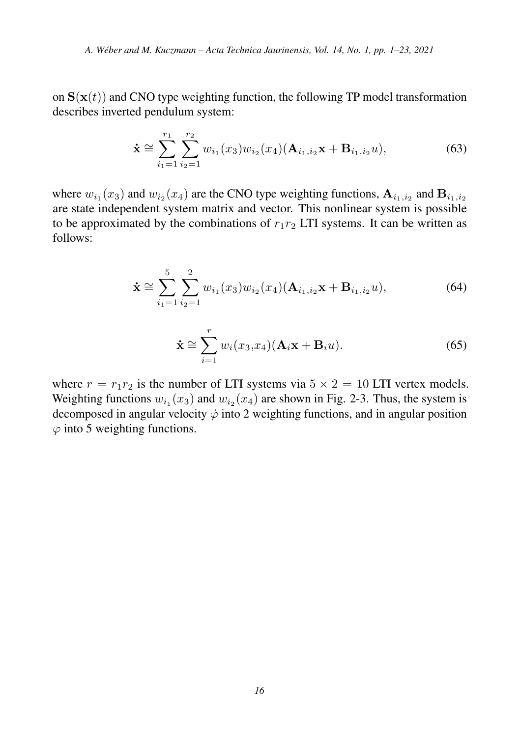on $\mathbf{S}(\mathbf{x}(t))$ and CNO type weighting function, the following TP model transformation describes inverted pendulum system:

$$\dot{\mathbf{x}} \cong \sum_{i_1=1}^{r_1} \sum_{i_2=1}^{r_2} w_{i_1}(x_3) w_{i_2}(x_4)(\mathbf{A}_{i_1,i_2}\mathbf{x} + \mathbf{B}_{i_1,i_2}u), \tag{63}$$

where $w_{i_1}(x_3)$ and $w_{i_2}(x_4)$ are the CNO type weighting functions, $\mathbf{A}_{i_1,i_2}$ and $\mathbf{B}_{i_1,i_2}$ are state independent system matrix and vector. This nonlinear system is possible to be approximated by the combinations of $r_1 r_2$ LTI systems. It can be written as follows:

$$\dot{\mathbf{x}} \cong \sum_{i_1=1}^{5} \sum_{i_2=1}^{2} w_{i_1}(x_3) w_{i_2}(x_4)(\mathbf{A}_{i_1,i_2}\mathbf{x} + \mathbf{B}_{i_1,i_2}u), \tag{64}$$

$$\dot{\mathbf{x}} \cong \sum_{i=1}^{r} w_i(x_3,x_4)(\mathbf{A}_i\mathbf{x} + \mathbf{B}_i u). \tag{65}$$

where $r = r_1 r_2$ is the number of LTI systems via $5 \times 2 = 10$ LTI vertex models. Weighting functions $w_{i_1}(x_3)$ and $w_{i_2}(x_4)$ are shown in Fig. 2-3. Thus, the system is decomposed in angular velocity $\dot{\varphi}$ into 2 weighting functions, and in angular position $\varphi$ into 5 weighting functions.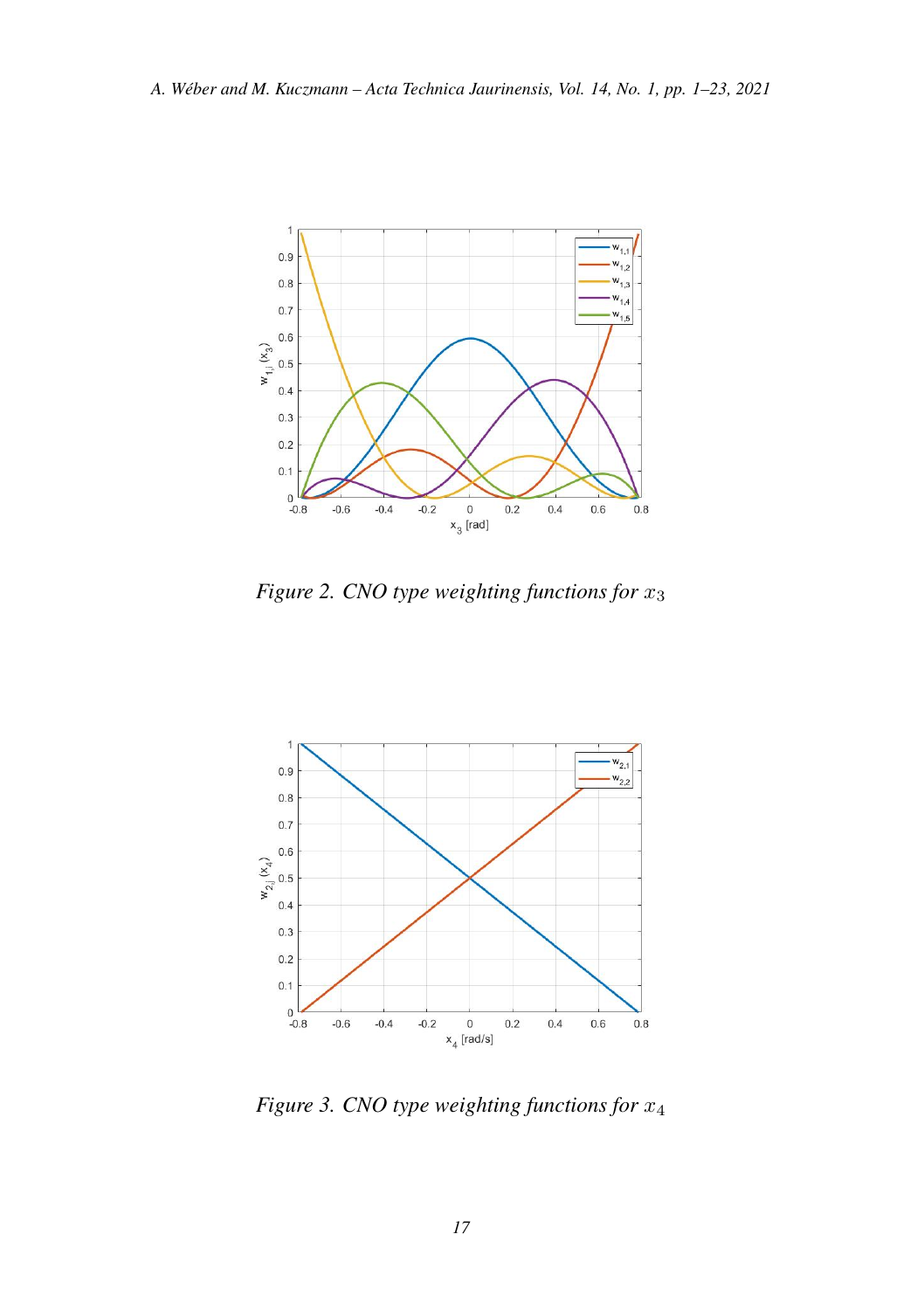Figure 2. CNO type weighting functions for $x_3$

Figure 3. CNO type weighting functions for $x_4$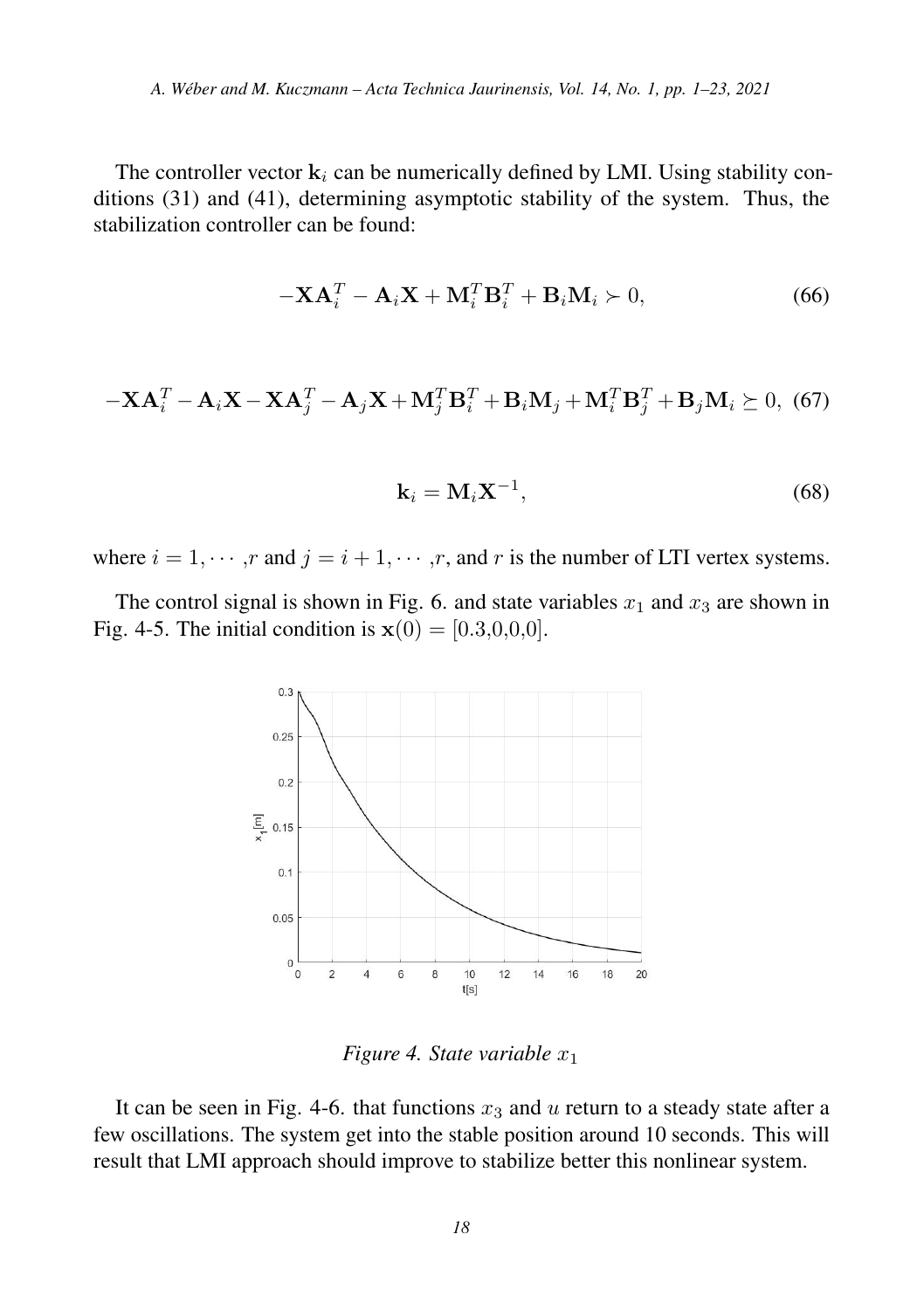The controller vector $\mathbf{k}_i$ can be numerically defined by LMI. Using stability conditions (31) and (41), determining asymptotic stability of the system. Thus, the stabilization controller can be found:

$$-\mathbf{X}\mathbf{A}_i^T - \mathbf{A}_i\mathbf{X} + \mathbf{M}_i^T\mathbf{B}_i^T + \mathbf{B}_i\mathbf{M}_i \succ 0, \tag{66}$$

$$-\mathbf{X}\mathbf{A}_i^T - \mathbf{A}_i\mathbf{X} - \mathbf{X}\mathbf{A}_j^T - \mathbf{A}_j\mathbf{X} + \mathbf{M}_j^T\mathbf{B}_i^T + \mathbf{B}_i\mathbf{M}_j + \mathbf{M}_i^T\mathbf{B}_j^T + \mathbf{B}_j\mathbf{M}_i \succeq 0, \tag{67}$$

$$\mathbf{k}_i = \mathbf{M}_i\mathbf{X}^{-1}, \tag{68}$$

where $i = 1, \cdots, r$ and $j = i+1, \cdots, r$, and $r$ is the number of LTI vertex systems.

The control signal is shown in Fig. 6. and state variables $x_1$ and $x_3$ are shown in Fig. 4-5. The initial condition is $\mathbf{x}(0) = [0.3, 0, 0, 0]$.

*Figure 4. State variable $x_1$*

It can be seen in Fig. 4-6. that functions $x_3$ and $u$ return to a steady state after a few oscillations. The system get into the stable position around 10 seconds. This will result that LMI approach should improve to stabilize better this nonlinear system.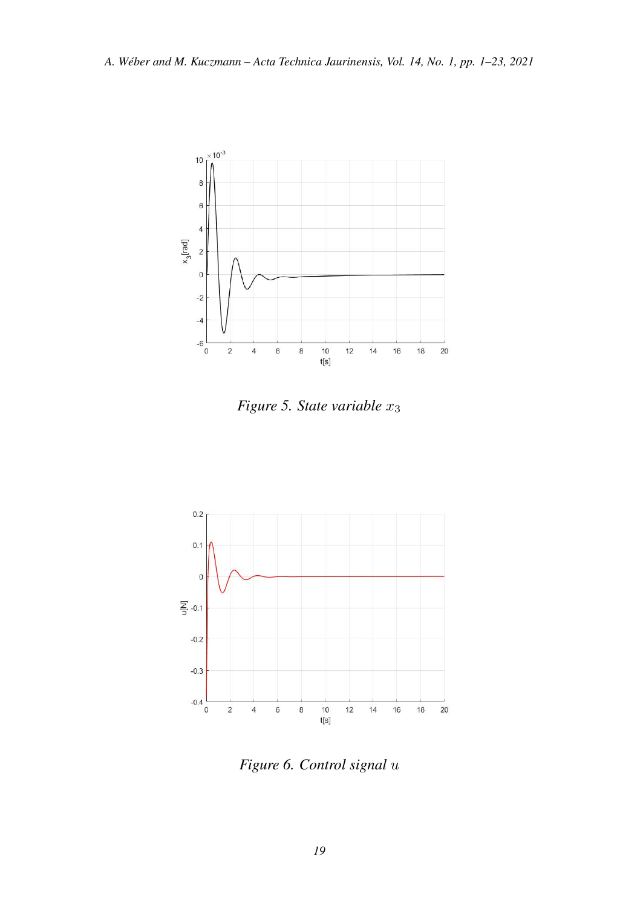*Figure 5. State variable $x_3$*

*Figure 6. Control signal $u$*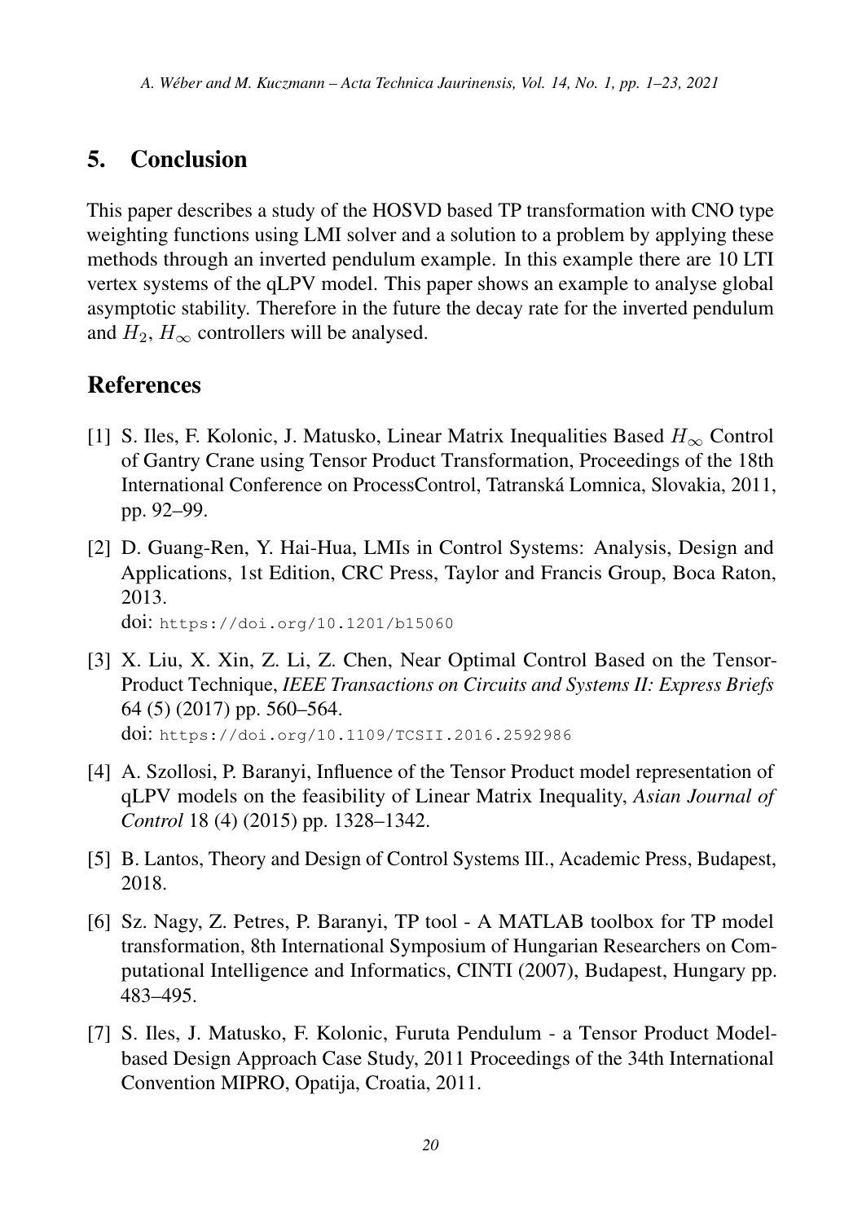## 5. Conclusion

This paper describes a study of the HOSVD based TP transformation with CNO type weighting functions using LMI solver and a solution to a problem by applying these methods through an inverted pendulum example. In this example there are 10 LTI vertex systems of the qLPV model. This paper shows an example to analyse global asymptotic stability. Therefore in the future the decay rate for the inverted pendulum and $H_2$, $H_\infty$ controllers will be analysed.

## References

[1] S. Iles, F. Kolonic, J. Matusko, Linear Matrix Inequalities Based $H_\infty$ Control of Gantry Crane using Tensor Product Transformation, Proceedings of the 18th International Conference on ProcessControl, Tatranská Lomnica, Slovakia, 2011, pp. 92–99.

[2] D. Guang-Ren, Y. Hai-Hua, LMIs in Control Systems: Analysis, Design and Applications, 1st Edition, CRC Press, Taylor and Francis Group, Boca Raton, 2013.
doi: https://doi.org/10.1201/b15060

[3] X. Liu, X. Xin, Z. Li, Z. Chen, Near Optimal Control Based on the Tensor-Product Technique, *IEEE Transactions on Circuits and Systems II: Express Briefs* 64 (5) (2017) pp. 560–564.
doi: https://doi.org/10.1109/TCSII.2016.2592986

[4] A. Szollosi, P. Baranyi, Influence of the Tensor Product model representation of qLPV models on the feasibility of Linear Matrix Inequality, *Asian Journal of Control* 18 (4) (2015) pp. 1328–1342.

[5] B. Lantos, Theory and Design of Control Systems III., Academic Press, Budapest, 2018.

[6] Sz. Nagy, Z. Petres, P. Baranyi, TP tool - A MATLAB toolbox for TP model transformation, 8th International Symposium of Hungarian Researchers on Computational Intelligence and Informatics, CINTI (2007), Budapest, Hungary pp. 483–495.

[7] S. Iles, J. Matusko, F. Kolonic, Furuta Pendulum - a Tensor Product Model-based Design Approach Case Study, 2011 Proceedings of the 34th International Convention MIPRO, Opatija, Croatia, 2011.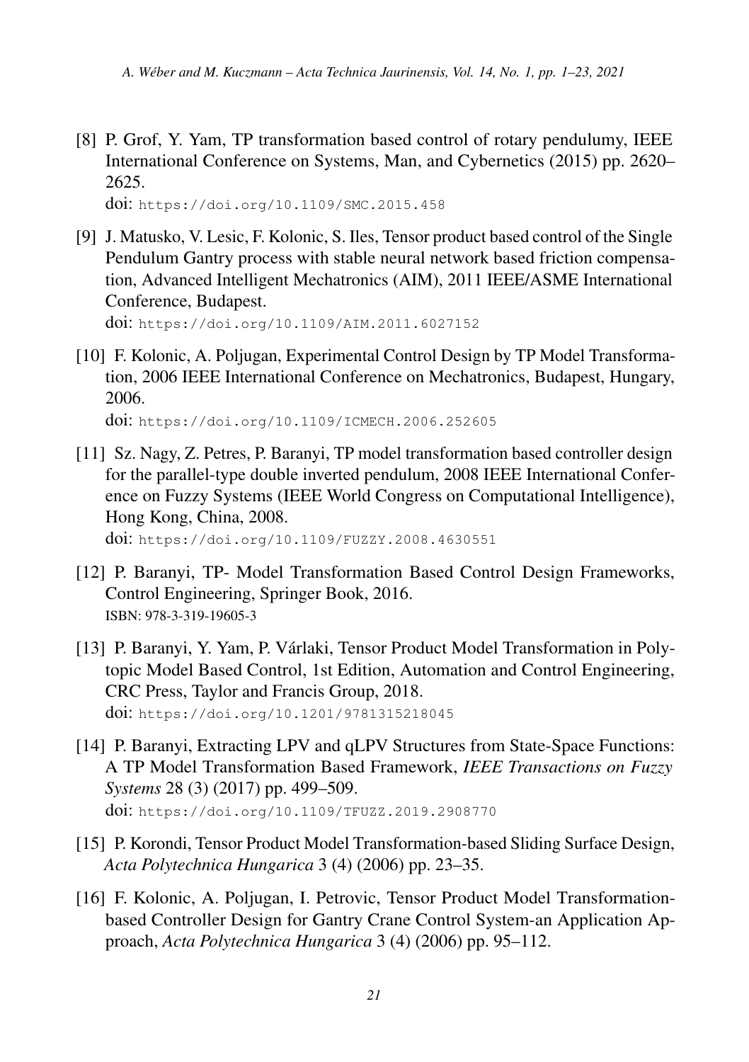[8] P. Grof, Y. Yam, TP transformation based control of rotary pendulumy, IEEE International Conference on Systems, Man, and Cybernetics (2015) pp. 2620–2625.
doi: https://doi.org/10.1109/SMC.2015.458

[9] J. Matusko, V. Lesic, F. Kolonic, S. Iles, Tensor product based control of the Single Pendulum Gantry process with stable neural network based friction compensation, Advanced Intelligent Mechatronics (AIM), 2011 IEEE/ASME International Conference, Budapest.
doi: https://doi.org/10.1109/AIM.2011.6027152

[10] F. Kolonic, A. Poljugan, Experimental Control Design by TP Model Transformation, 2006 IEEE International Conference on Mechatronics, Budapest, Hungary, 2006.
doi: https://doi.org/10.1109/ICMECH.2006.252605

[11] Sz. Nagy, Z. Petres, P. Baranyi, TP model transformation based controller design for the parallel-type double inverted pendulum, 2008 IEEE International Conference on Fuzzy Systems (IEEE World Congress on Computational Intelligence), Hong Kong, China, 2008.
doi: https://doi.org/10.1109/FUZZY.2008.4630551

[12] P. Baranyi, TP- Model Transformation Based Control Design Frameworks, Control Engineering, Springer Book, 2016.
ISBN: 978-3-319-19605-3

[13] P. Baranyi, Y. Yam, P. Várlaki, Tensor Product Model Transformation in Polytopic Model Based Control, 1st Edition, Automation and Control Engineering, CRC Press, Taylor and Francis Group, 2018.
doi: https://doi.org/10.1201/9781315218045

[14] P. Baranyi, Extracting LPV and qLPV Structures from State-Space Functions: A TP Model Transformation Based Framework, *IEEE Transactions on Fuzzy Systems* 28 (3) (2017) pp. 499–509.
doi: https://doi.org/10.1109/TFUZZ.2019.2908770

[15] P. Korondi, Tensor Product Model Transformation-based Sliding Surface Design, *Acta Polytechnica Hungarica* 3 (4) (2006) pp. 23–35.

[16] F. Kolonic, A. Poljugan, I. Petrovic, Tensor Product Model Transformation-based Controller Design for Gantry Crane Control System-an Application Approach, *Acta Polytechnica Hungarica* 3 (4) (2006) pp. 95–112.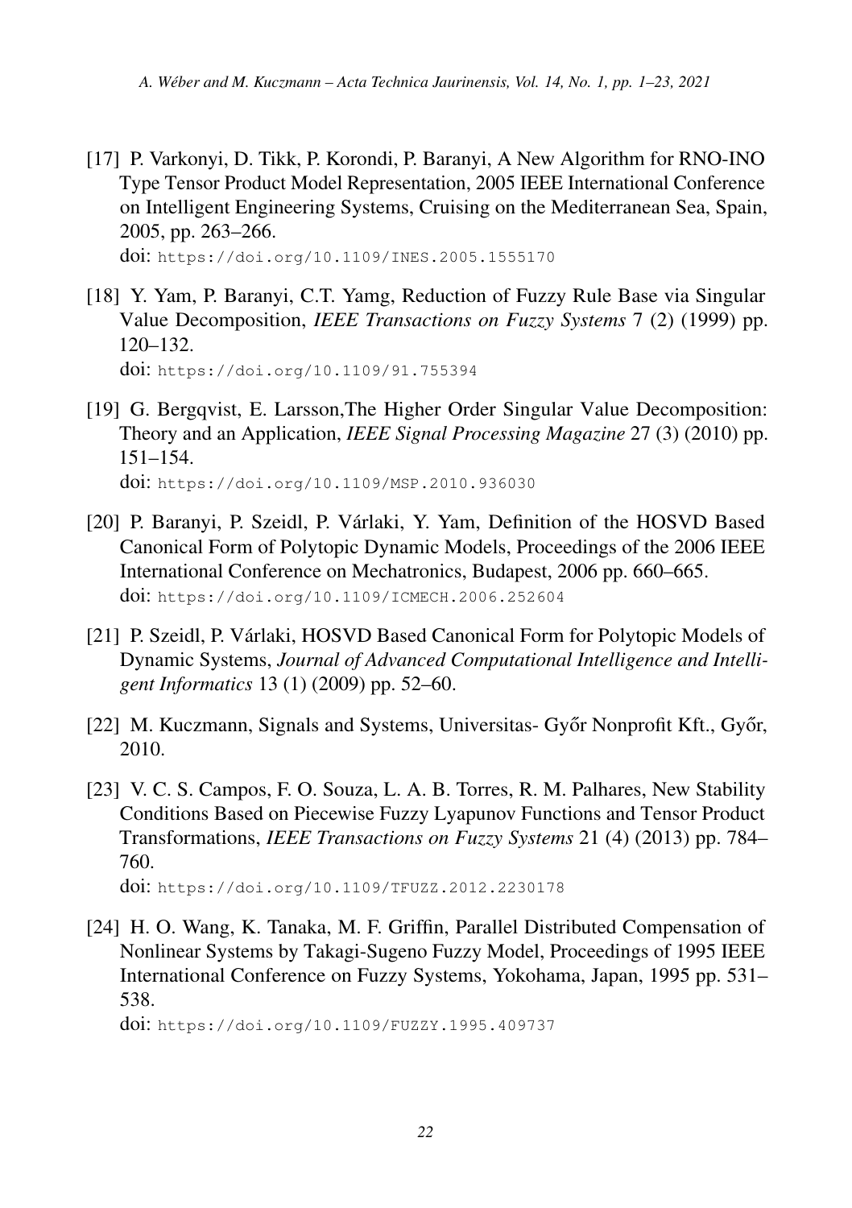[17] P. Varkonyi, D. Tikk, P. Korondi, P. Baranyi, A New Algorithm for RNO-INO Type Tensor Product Model Representation, 2005 IEEE International Conference on Intelligent Engineering Systems, Cruising on the Mediterranean Sea, Spain, 2005, pp. 263–266.
doi: https://doi.org/10.1109/INES.2005.1555170

[18] Y. Yam, P. Baranyi, C.T. Yamg, Reduction of Fuzzy Rule Base via Singular Value Decomposition, *IEEE Transactions on Fuzzy Systems* 7 (2) (1999) pp. 120–132.
doi: https://doi.org/10.1109/91.755394

[19] G. Bergqvist, E. Larsson,The Higher Order Singular Value Decomposition: Theory and an Application, *IEEE Signal Processing Magazine* 27 (3) (2010) pp. 151–154.
doi: https://doi.org/10.1109/MSP.2010.936030

[20] P. Baranyi, P. Szeidl, P. Várlaki, Y. Yam, Definition of the HOSVD Based Canonical Form of Polytopic Dynamic Models, Proceedings of the 2006 IEEE International Conference on Mechatronics, Budapest, 2006 pp. 660–665.
doi: https://doi.org/10.1109/ICMECH.2006.252604

[21] P. Szeidl, P. Várlaki, HOSVD Based Canonical Form for Polytopic Models of Dynamic Systems, *Journal of Advanced Computational Intelligence and Intelligent Informatics* 13 (1) (2009) pp. 52–60.

[22] M. Kuczmann, Signals and Systems, Universitas- Győr Nonprofit Kft., Győr, 2010.

[23] V. C. S. Campos, F. O. Souza, L. A. B. Torres, R. M. Palhares, New Stability Conditions Based on Piecewise Fuzzy Lyapunov Functions and Tensor Product Transformations, *IEEE Transactions on Fuzzy Systems* 21 (4) (2013) pp. 784–760.
doi: https://doi.org/10.1109/TFUZZ.2012.2230178

[24] H. O. Wang, K. Tanaka, M. F. Griffin, Parallel Distributed Compensation of Nonlinear Systems by Takagi-Sugeno Fuzzy Model, Proceedings of 1995 IEEE International Conference on Fuzzy Systems, Yokohama, Japan, 1995 pp. 531–538.
doi: https://doi.org/10.1109/FUZZY.1995.409737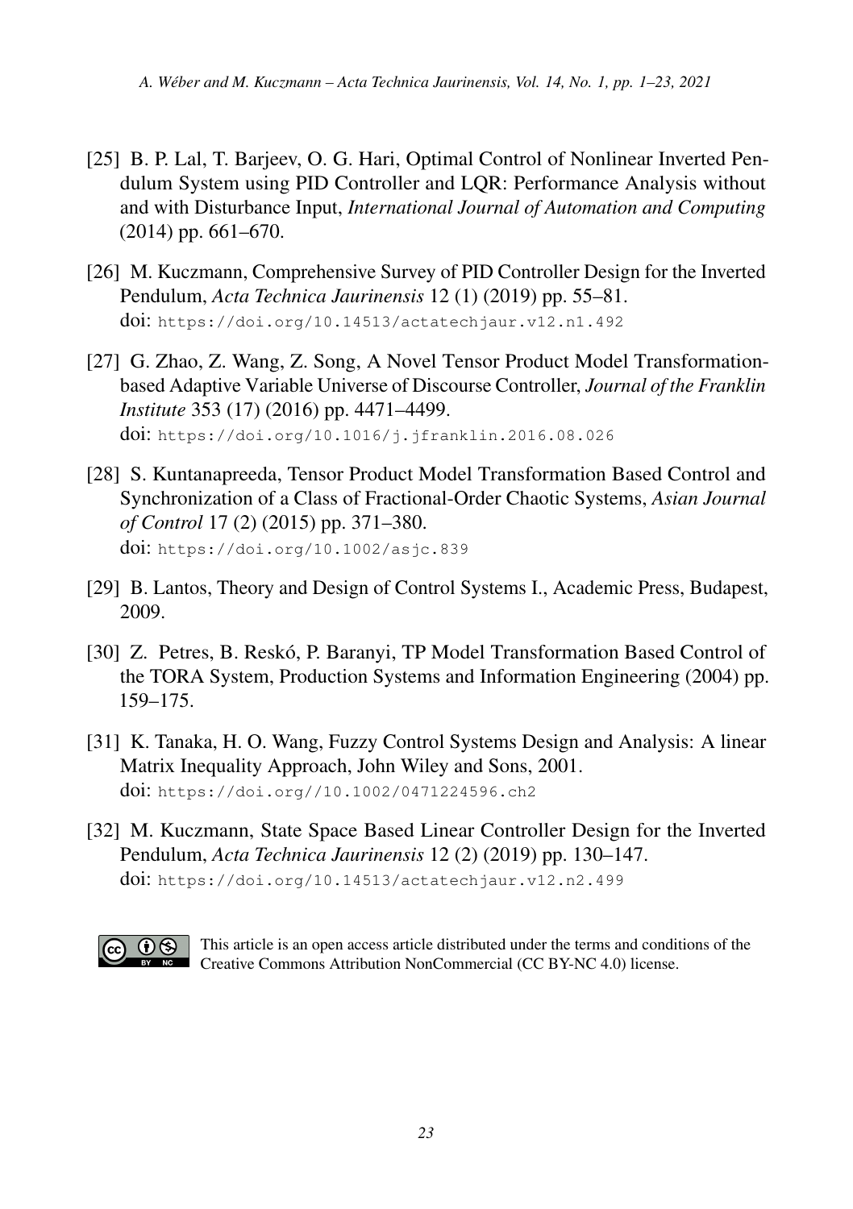[25] B. P. Lal, T. Barjeev, O. G. Hari, Optimal Control of Nonlinear Inverted Pendulum System using PID Controller and LQR: Performance Analysis without and with Disturbance Input, *International Journal of Automation and Computing* (2014) pp. 661–670.

[26] M. Kuczmann, Comprehensive Survey of PID Controller Design for the Inverted Pendulum, *Acta Technica Jaurinensis* 12 (1) (2019) pp. 55–81. doi: https://doi.org/10.14513/actatechjaur.v12.n1.492

[27] G. Zhao, Z. Wang, Z. Song, A Novel Tensor Product Model Transformation-based Adaptive Variable Universe of Discourse Controller, *Journal of the Franklin Institute* 353 (17) (2016) pp. 4471–4499. doi: https://doi.org/10.1016/j.jfranklin.2016.08.026

[28] S. Kuntanapreeda, Tensor Product Model Transformation Based Control and Synchronization of a Class of Fractional-Order Chaotic Systems, *Asian Journal of Control* 17 (2) (2015) pp. 371–380. doi: https://doi.org/10.1002/asjc.839

[29] B. Lantos, Theory and Design of Control Systems I., Academic Press, Budapest, 2009.

[30] Z. Petres, B. Reskó, P. Baranyi, TP Model Transformation Based Control of the TORA System, Production Systems and Information Engineering (2004) pp. 159–175.

[31] K. Tanaka, H. O. Wang, Fuzzy Control Systems Design and Analysis: A linear Matrix Inequality Approach, John Wiley and Sons, 2001. doi: https://doi.org//10.1002/0471224596.ch2

[32] M. Kuczmann, State Space Based Linear Controller Design for the Inverted Pendulum, *Acta Technica Jaurinensis* 12 (2) (2019) pp. 130–147. doi: https://doi.org/10.14513/actatechjaur.v12.n2.499

This article is an open access article distributed under the terms and conditions of the Creative Commons Attribution NonCommercial (CC BY-NC 4.0) license.